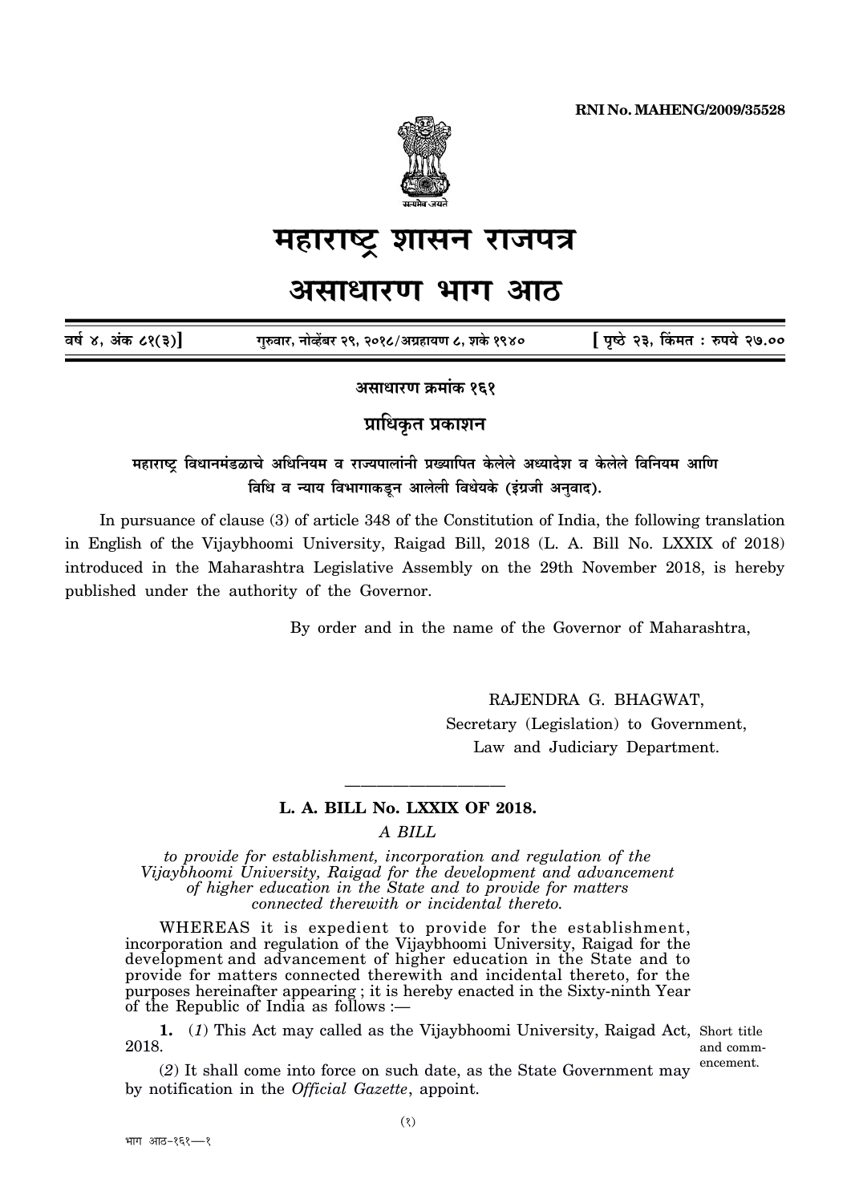RNI No. MAHENG/2009/35528

# महाराष्ट्र शासन राजपत्र

## असाधारण भाग आठ

वर्ष ४, अंक ८१(३)] गुरुवार, नोव्हेंबर २९, २०१८/अग्रहायण ८, शके १९४० [ पृष्ठे २३, किंमत : रुपये २७.००

**असाधारण क्रमांक १६१**

**प्राधिकृत प्रकाशन**

**महाराष्ट्र विधानमंडळाचे अधिनियम व राज्यपालांनी प्रख्यापित केलेले अध्यादेश व केलेले विनियम आणि विधि व न्याय विभागाकडून आलेली विधेयके (इंग्रजी अनुवाद).**

In pursuance of clause (3) of article 348 of the Constitution of India, the following translation in English of the Vijaybhoomi University, Raigad Bill, 2018 (L. A. Bill No. LXXIX of 2018) introduced in the Maharashtra Legislative Assembly on the 29th November 2018, is hereby published under the authority of the Governor.

By order and in the name of the Governor of Maharashtra,

RAJENDRA G. BHAGWAT,
Secretary (Legislation) to Government,
Law and Judiciary Department.

---

## L. A. BILL No. LXXIX OF 2018.

*A BILL*

*to provide for establishment, incorporation and regulation of the Vijaybhoomi University, Raigad for the development and advancement of higher education in the State and to provide for matters connected therewith or incidental thereto.*

WHEREAS it is expedient to provide for the establishment, incorporation and regulation of the Vijaybhoomi University, Raigad for the development and advancement of higher education in the State and to provide for matters connected therewith and incidental thereto, for the purposes hereinafter appearing ; it is hereby enacted in the Sixty-ninth Year of the Republic of India as follows :—

Short title and commencement.

**1.** (*1*) This Act may called as the Vijaybhoomi University, Raigad Act, 2018.

(*2*) It shall come into force on such date, as the State Government may by notification in the *Official Gazette*, appoint.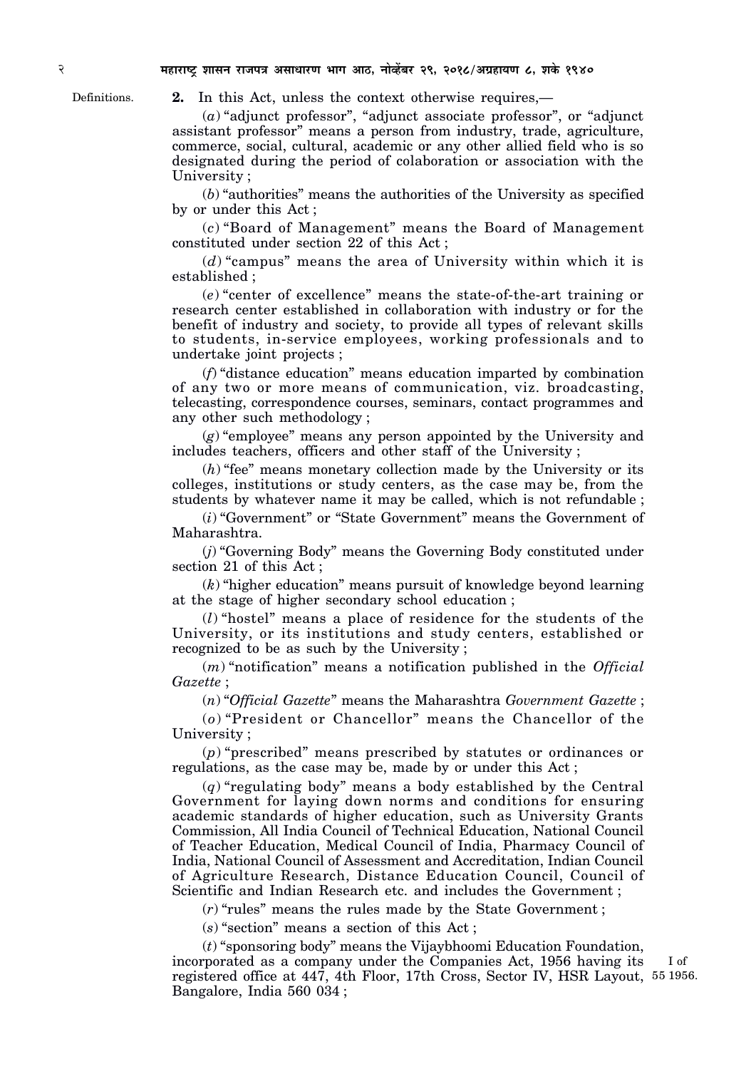Definitions.

**2.** In this Act, unless the context otherwise requires,—

(*a*) "adjunct professor", "adjunct associate professor", or "adjunct assistant professor" means a person from industry, trade, agriculture, commerce, social, cultural, academic or any other allied field who is so designated during the period of colaboration or association with the University ;

(*b*) "authorities" means the authorities of the University as specified by or under this Act ;

(*c*) "Board of Management" means the Board of Management constituted under section 22 of this Act ;

(*d*) "campus" means the area of University within which it is established ;

(*e*) "center of excellence" means the state-of-the-art training or research center established in collaboration with industry or for the benefit of industry and society, to provide all types of relevant skills to students, in-service employees, working professionals and to undertake joint projects ;

(*f*) "distance education" means education imparted by combination of any two or more means of communication, viz. broadcasting, telecasting, correspondence courses, seminars, contact programmes and any other such methodology ;

(*g*) "employee" means any person appointed by the University and includes teachers, officers and other staff of the University ;

(*h*) "fee" means monetary collection made by the University or its colleges, institutions or study centers, as the case may be, from the students by whatever name it may be called, which is not refundable ;

(*i*) "Government" or "State Government" means the Government of Maharashtra.

(*j*) "Governing Body" means the Governing Body constituted under section 21 of this Act ;

(*k*) "higher education" means pursuit of knowledge beyond learning at the stage of higher secondary school education ;

(*l*) "hostel" means a place of residence for the students of the University, or its institutions and study centers, established or recognized to be as such by the University ;

(*m*) "notification" means a notification published in the *Official Gazette* ;

(*n*) "*Official Gazette*" means the Maharashtra *Government Gazette* ;

(*o*) "President or Chancellor" means the Chancellor of the University ;

(*p*) "prescribed" means prescribed by statutes or ordinances or regulations, as the case may be, made by or under this Act ;

(*q*) "regulating body" means a body established by the Central Government for laying down norms and conditions for ensuring academic standards of higher education, such as University Grants Commission, All India Council of Technical Education, National Council of Teacher Education, Medical Council of India, Pharmacy Council of India, National Council of Assessment and Accreditation, Indian Council of Agriculture Research, Distance Education Council, Council of Scientific and Indian Research etc. and includes the Government ;

(*r*) "rules" means the rules made by the State Government ;

(*s*) "section" means a section of this Act ;

(*t*) "sponsoring body" means the Vijaybhoomi Education Foundation, incorporated as a company under the Companies Act, 1956 having its registered office at 447, 4th Floor, 17th Cross, Sector IV, HSR Layout, Bangalore, India 560 034 ;

I of 1956.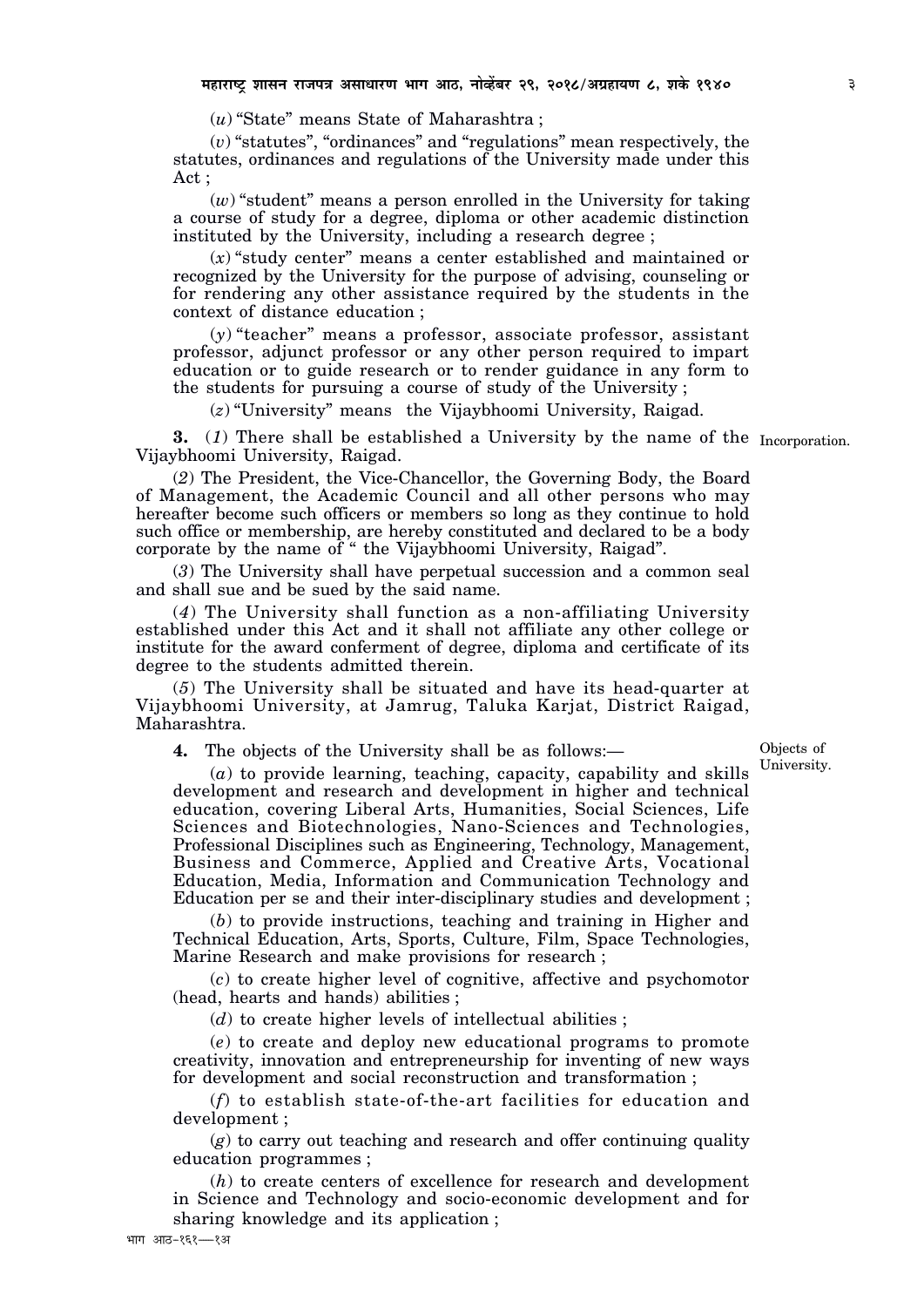(*u*) "State" means State of Maharashtra ;

(*v*) "statutes", "ordinances" and "regulations" mean respectively, the statutes, ordinances and regulations of the University made under this Act ;

(*w*) "student" means a person enrolled in the University for taking a course of study for a degree, diploma or other academic distinction instituted by the University, including a research degree ;

(*x*) "study center" means a center established and maintained or recognized by the University for the purpose of advising, counseling or for rendering any other assistance required by the students in the context of distance education ;

(*y*) "teacher" means a professor, associate professor, assistant professor, adjunct professor or any other person required to impart education or to guide research or to render guidance in any form to the students for pursuing a course of study of the University ;

(*z*) "University" means the Vijaybhoomi University, Raigad.

Incorporation.

**3.** (*1*) There shall be established a University by the name of the Vijaybhoomi University, Raigad.

(*2*) The President, the Vice-Chancellor, the Governing Body, the Board of Management, the Academic Council and all other persons who may hereafter become such officers or members so long as they continue to hold such office or membership, are hereby constituted and declared to be a body corporate by the name of " the Vijaybhoomi University, Raigad".

(*3*) The University shall have perpetual succession and a common seal and shall sue and be sued by the said name.

(*4*) The University shall function as a non-affiliating University established under this Act and it shall not affiliate any other college or institute for the award conferment of degree, diploma and certificate of its degree to the students admitted therein.

(*5*) The University shall be situated and have its head-quarter at Vijaybhoomi University, at Jamrug, Taluka Karjat, District Raigad, Maharashtra.

Objects of University.

**4.** The objects of the University shall be as follows:—

(*a*) to provide learning, teaching, capacity, capability and skills development and research and development in higher and technical education, covering Liberal Arts, Humanities, Social Sciences, Life Sciences and Biotechnologies, Nano-Sciences and Technologies, Professional Disciplines such as Engineering, Technology, Management, Business and Commerce, Applied and Creative Arts, Vocational Education, Media, Information and Communication Technology and Education per se and their inter-disciplinary studies and development ;

(*b*) to provide instructions, teaching and training in Higher and Technical Education, Arts, Sports, Culture, Film, Space Technologies, Marine Research and make provisions for research ;

(*c*) to create higher level of cognitive, affective and psychomotor (head, hearts and hands) abilities ;

(*d*) to create higher levels of intellectual abilities ;

(*e*) to create and deploy new educational programs to promote creativity, innovation and entrepreneurship for inventing of new ways for development and social reconstruction and transformation ;

(*f*) to establish state-of-the-art facilities for education and development ;

(*g*) to carry out teaching and research and offer continuing quality education programmes ;

(*h*) to create centers of excellence for research and development in Science and Technology and socio-economic development and for sharing knowledge and its application ;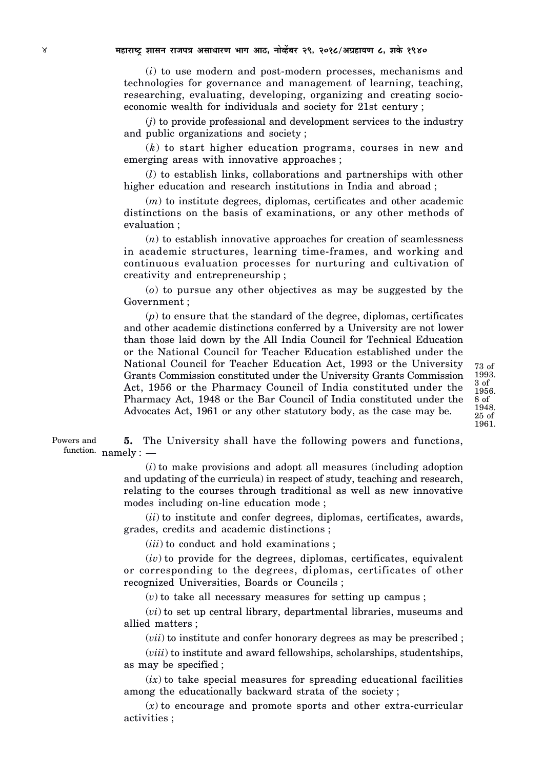(*i*) to use modern and post-modern processes, mechanisms and technologies for governance and management of learning, teaching, researching, evaluating, developing, organizing and creating socio-economic wealth for individuals and society for 21st century ;

(*j*) to provide professional and development services to the industry and public organizations and society ;

(*k*) to start higher education programs, courses in new and emerging areas with innovative approaches ;

(*l*) to establish links, collaborations and partnerships with other higher education and research institutions in India and abroad ;

(*m*) to institute degrees, diplomas, certificates and other academic distinctions on the basis of examinations, or any other methods of evaluation ;

(*n*) to establish innovative approaches for creation of seamlessness in academic structures, learning time-frames, and working and continuous evaluation processes for nurturing and cultivation of creativity and entrepreneurship ;

(*o*) to pursue any other objectives as may be suggested by the Government ;

(*p*) to ensure that the standard of the degree, diplomas, certificates and other academic distinctions conferred by a University are not lower than those laid down by the All India Council for Technical Education or the National Council for Teacher Education established under the National Council for Teacher Education Act, 1993 or the University Grants Commission constituted under the University Grants Commission Act, 1956 or the Pharmacy Council of India constituted under the Pharmacy Act, 1948 or the Bar Council of India constituted under the Advocates Act, 1961 or any other statutory body, as the case may be.

73 of 1993. 3 of 1956. 8 of 1948. 25 of 1961.

Powers and function.

**5.** The University shall have the following powers and functions, namely : —

(*i*) to make provisions and adopt all measures (including adoption and updating of the curricula) in respect of study, teaching and research, relating to the courses through traditional as well as new innovative modes including on-line education mode ;

(*ii*) to institute and confer degrees, diplomas, certificates, awards, grades, credits and academic distinctions ;

(*iii*) to conduct and hold examinations ;

(*iv*) to provide for the degrees, diplomas, certificates, equivalent or corresponding to the degrees, diplomas, certificates of other recognized Universities, Boards or Councils ;

(*v*) to take all necessary measures for setting up campus ;

(*vi*) to set up central library, departmental libraries, museums and allied matters ;

(*vii*) to institute and confer honorary degrees as may be prescribed ;

(*viii*) to institute and award fellowships, scholarships, studentships, as may be specified ;

(*ix*) to take special measures for spreading educational facilities among the educationally backward strata of the society ;

(*x*) to encourage and promote sports and other extra-curricular activities ;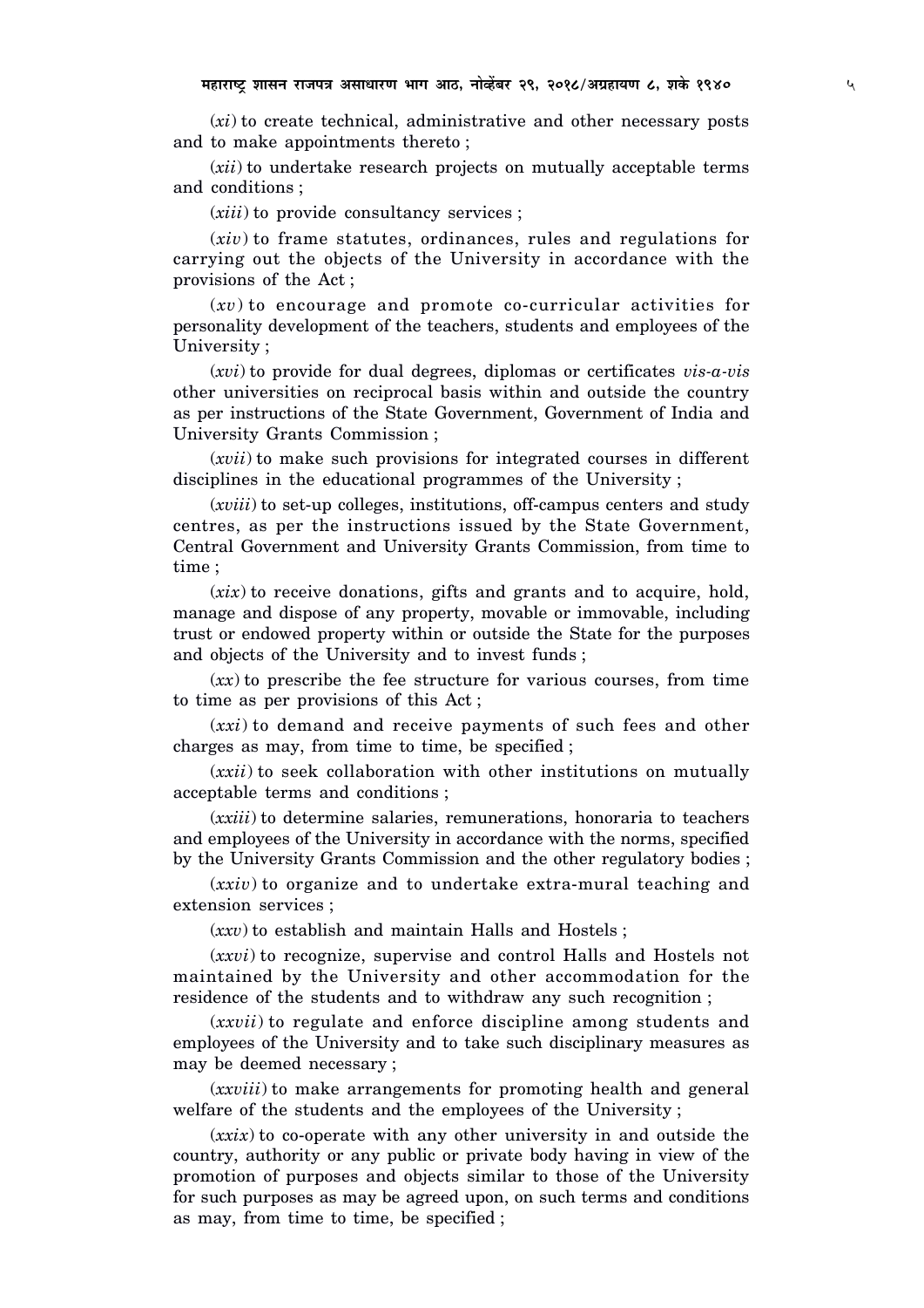(*xi*) to create technical, administrative and other necessary posts and to make appointments thereto ;

(*xii*) to undertake research projects on mutually acceptable terms and conditions ;

(*xiii*) to provide consultancy services ;

(*xiv*) to frame statutes, ordinances, rules and regulations for carrying out the objects of the University in accordance with the provisions of the Act ;

(*xv*) to encourage and promote co-curricular activities for personality development of the teachers, students and employees of the University ;

(*xvi*) to provide for dual degrees, diplomas or certificates *vis-a-vis* other universities on reciprocal basis within and outside the country as per instructions of the State Government, Government of India and University Grants Commission ;

(*xvii*) to make such provisions for integrated courses in different disciplines in the educational programmes of the University ;

(*xviii*) to set-up colleges, institutions, off-campus centers and study centres, as per the instructions issued by the State Government, Central Government and University Grants Commission, from time to time ;

(*xix*) to receive donations, gifts and grants and to acquire, hold, manage and dispose of any property, movable or immovable, including trust or endowed property within or outside the State for the purposes and objects of the University and to invest funds ;

(*xx*) to prescribe the fee structure for various courses, from time to time as per provisions of this Act ;

(*xxi*) to demand and receive payments of such fees and other charges as may, from time to time, be specified ;

(*xxii*) to seek collaboration with other institutions on mutually acceptable terms and conditions ;

(*xxiii*) to determine salaries, remunerations, honoraria to teachers and employees of the University in accordance with the norms, specified by the University Grants Commission and the other regulatory bodies ;

(*xxiv*) to organize and to undertake extra-mural teaching and extension services ;

(*xxv*) to establish and maintain Halls and Hostels ;

(*xxvi*) to recognize, supervise and control Halls and Hostels not maintained by the University and other accommodation for the residence of the students and to withdraw any such recognition ;

(*xxvii*) to regulate and enforce discipline among students and employees of the University and to take such disciplinary measures as may be deemed necessary ;

(*xxviii*) to make arrangements for promoting health and general welfare of the students and the employees of the University ;

(*xxix*) to co-operate with any other university in and outside the country, authority or any public or private body having in view of the promotion of purposes and objects similar to those of the University for such purposes as may be agreed upon, on such terms and conditions as may, from time to time, be specified ;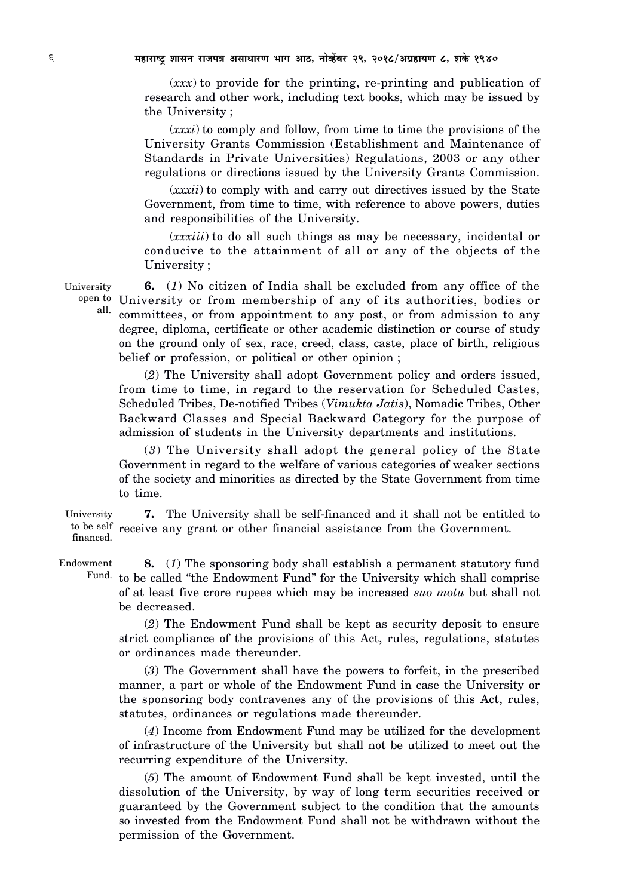(*xxx*) to provide for the printing, re-printing and publication of research and other work, including text books, which may be issued by the University ;

(*xxxi*) to comply and follow, from time to time the provisions of the University Grants Commission (Establishment and Maintenance of Standards in Private Universities) Regulations, 2003 or any other regulations or directions issued by the University Grants Commission.

(*xxxii*) to comply with and carry out directives issued by the State Government, from time to time, with reference to above powers, duties and responsibilities of the University.

(*xxxiii*) to do all such things as may be necessary, incidental or conducive to the attainment of all or any of the objects of the University ;

University open to all.

**6.** (*1*) No citizen of India shall be excluded from any office of the University or from membership of any of its authorities, bodies or committees, or from appointment to any post, or from admission to any degree, diploma, certificate or other academic distinction or course of study on the ground only of sex, race, creed, class, caste, place of birth, religious belief or profession, or political or other opinion ;

(*2*) The University shall adopt Government policy and orders issued, from time to time, in regard to the reservation for Scheduled Castes, Scheduled Tribes, De-notified Tribes (*Vimukta Jatis*), Nomadic Tribes, Other Backward Classes and Special Backward Category for the purpose of admission of students in the University departments and institutions.

(*3*) The University shall adopt the general policy of the State Government in regard to the welfare of various categories of weaker sections of the society and minorities as directed by the State Government from time to time.

University to be self financed.

**7.** The University shall be self-financed and it shall not be entitled to receive any grant or other financial assistance from the Government.

Endowment Fund.

**8.** (*1*) The sponsoring body shall establish a permanent statutory fund to be called "the Endowment Fund" for the University which shall comprise of at least five crore rupees which may be increased *suo motu* but shall not be decreased.

(*2*) The Endowment Fund shall be kept as security deposit to ensure strict compliance of the provisions of this Act, rules, regulations, statutes or ordinances made thereunder.

(*3*) The Government shall have the powers to forfeit, in the prescribed manner, a part or whole of the Endowment Fund in case the University or the sponsoring body contravenes any of the provisions of this Act, rules, statutes, ordinances or regulations made thereunder.

(*4*) Income from Endowment Fund may be utilized for the development of infrastructure of the University but shall not be utilized to meet out the recurring expenditure of the University.

(*5*) The amount of Endowment Fund shall be kept invested, until the dissolution of the University, by way of long term securities received or guaranteed by the Government subject to the condition that the amounts so invested from the Endowment Fund shall not be withdrawn without the permission of the Government.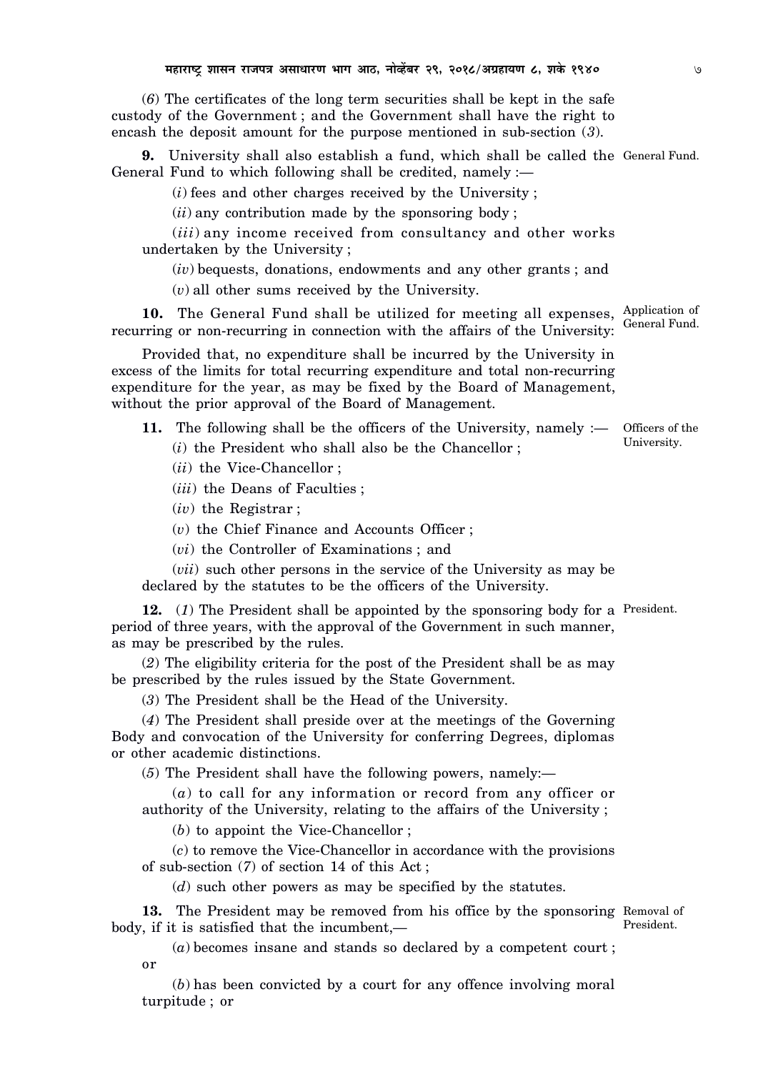(*6*) The certificates of the long term securities shall be kept in the safe custody of the Government ; and the Government shall have the right to encash the deposit amount for the purpose mentioned in sub-section (*3*).

**9.** University shall also establish a fund, which shall be called the General Fund to which following shall be credited, namely :— General Fund.

(*i*) fees and other charges received by the University ;

(*ii*) any contribution made by the sponsoring body ;

(*iii*) any income received from consultancy and other works undertaken by the University ;

(*iv*) bequests, donations, endowments and any other grants ; and

(*v*) all other sums received by the University.

**10.** The General Fund shall be utilized for meeting all expenses, recurring or non-recurring in connection with the affairs of the University: Application of General Fund.

Provided that, no expenditure shall be incurred by the University in excess of the limits for total recurring expenditure and total non-recurring expenditure for the year, as may be fixed by the Board of Management, without the prior approval of the Board of Management.

**11.** The following shall be the officers of the University, namely :— Officers of the University.

(*i*) the President who shall also be the Chancellor ;

(*ii*) the Vice-Chancellor ;

(*iii*) the Deans of Faculties ;

(*iv*) the Registrar ;

(*v*) the Chief Finance and Accounts Officer ;

(*vi*) the Controller of Examinations ; and

(*vii*) such other persons in the service of the University as may be declared by the statutes to be the officers of the University.

**12.** (*1*) The President shall be appointed by the sponsoring body for a period of three years, with the approval of the Government in such manner, as may be prescribed by the rules. President.

(*2*) The eligibility criteria for the post of the President shall be as may be prescribed by the rules issued by the State Government.

(*3*) The President shall be the Head of the University.

(*4*) The President shall preside over at the meetings of the Governing Body and convocation of the University for conferring Degrees, diplomas or other academic distinctions.

(*5*) The President shall have the following powers, namely:—

(*a*) to call for any information or record from any officer or authority of the University, relating to the affairs of the University ;

(*b*) to appoint the Vice-Chancellor ;

(*c*) to remove the Vice-Chancellor in accordance with the provisions of sub-section (*7*) of section 14 of this Act ;

(*d*) such other powers as may be specified by the statutes.

**13.** The President may be removed from his office by the sponsoring body, if it is satisfied that the incumbent,— Removal of President.

(*a*) becomes insane and stands so declared by a competent court ; or

(*b*) has been convicted by a court for any offence involving moral turpitude ; or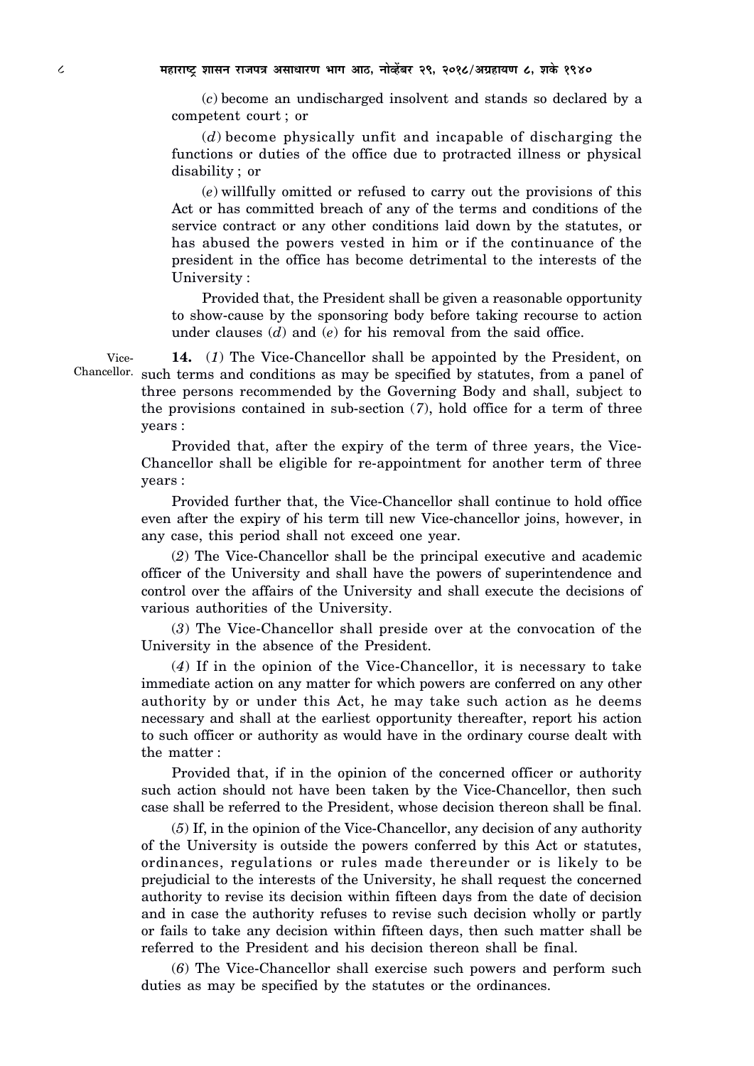(*c*) become an undischarged insolvent and stands so declared by a competent court ; or

(*d*) become physically unfit and incapable of discharging the functions or duties of the office due to protracted illness or physical disability ; or

(*e*) willfully omitted or refused to carry out the provisions of this Act or has committed breach of any of the terms and conditions of the service contract or any other conditions laid down by the statutes, or has abused the powers vested in him or if the continuance of the president in the office has become detrimental to the interests of the University :

Provided that, the President shall be given a reasonable opportunity to show-cause by the sponsoring body before taking recourse to action under clauses (*d*) and (*e*) for his removal from the said office.

Vice-Chancellor.

**14.** (*1*) The Vice-Chancellor shall be appointed by the President, on such terms and conditions as may be specified by statutes, from a panel of three persons recommended by the Governing Body and shall, subject to the provisions contained in sub-section (*7*), hold office for a term of three years :

Provided that, after the expiry of the term of three years, the Vice-Chancellor shall be eligible for re-appointment for another term of three years :

Provided further that, the Vice-Chancellor shall continue to hold office even after the expiry of his term till new Vice-chancellor joins, however, in any case, this period shall not exceed one year.

(*2*) The Vice-Chancellor shall be the principal executive and academic officer of the University and shall have the powers of superintendence and control over the affairs of the University and shall execute the decisions of various authorities of the University.

(*3*) The Vice-Chancellor shall preside over at the convocation of the University in the absence of the President.

(*4*) If in the opinion of the Vice-Chancellor, it is necessary to take immediate action on any matter for which powers are conferred on any other authority by or under this Act, he may take such action as he deems necessary and shall at the earliest opportunity thereafter, report his action to such officer or authority as would have in the ordinary course dealt with the matter :

Provided that, if in the opinion of the concerned officer or authority such action should not have been taken by the Vice-Chancellor, then such case shall be referred to the President, whose decision thereon shall be final.

(*5*) If, in the opinion of the Vice-Chancellor, any decision of any authority of the University is outside the powers conferred by this Act or statutes, ordinances, regulations or rules made thereunder or is likely to be prejudicial to the interests of the University, he shall request the concerned authority to revise its decision within fifteen days from the date of decision and in case the authority refuses to revise such decision wholly or partly or fails to take any decision within fifteen days, then such matter shall be referred to the President and his decision thereon shall be final.

(*6*) The Vice-Chancellor shall exercise such powers and perform such duties as may be specified by the statutes or the ordinances.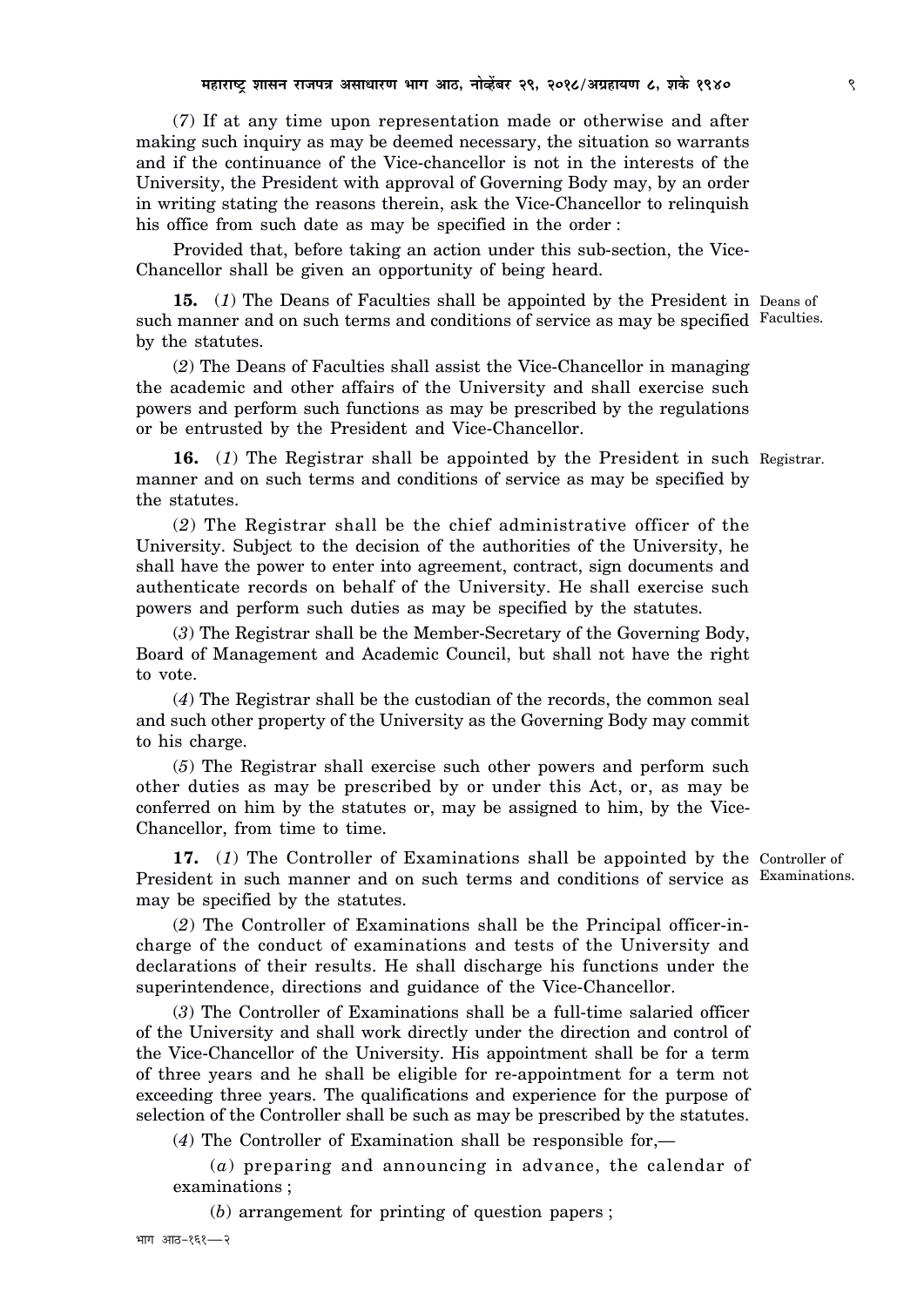(*7*) If at any time upon representation made or otherwise and after making such inquiry as may be deemed necessary, the situation so warrants and if the continuance of the Vice-chancellor is not in the interests of the University, the President with approval of Governing Body may, by an order in writing stating the reasons therein, ask the Vice-Chancellor to relinquish his office from such date as may be specified in the order :

Provided that, before taking an action under this sub-section, the Vice-Chancellor shall be given an opportunity of being heard.

Deans of Faculties.

**15.** (*1*) The Deans of Faculties shall be appointed by the President in such manner and on such terms and conditions of service as may be specified by the statutes.

(*2*) The Deans of Faculties shall assist the Vice-Chancellor in managing the academic and other affairs of the University and shall exercise such powers and perform such functions as may be prescribed by the regulations or be entrusted by the President and Vice-Chancellor.

Registrar.

**16.** (*1*) The Registrar shall be appointed by the President in such manner and on such terms and conditions of service as may be specified by the statutes.

(*2*) The Registrar shall be the chief administrative officer of the University. Subject to the decision of the authorities of the University, he shall have the power to enter into agreement, contract, sign documents and authenticate records on behalf of the University. He shall exercise such powers and perform such duties as may be specified by the statutes.

(*3*) The Registrar shall be the Member-Secretary of the Governing Body, Board of Management and Academic Council, but shall not have the right to vote.

(*4*) The Registrar shall be the custodian of the records, the common seal and such other property of the University as the Governing Body may commit to his charge.

(*5*) The Registrar shall exercise such other powers and perform such other duties as may be prescribed by or under this Act, or, as may be conferred on him by the statutes or, may be assigned to him, by the Vice-Chancellor, from time to time.

Controller of Examinations.

**17.** (*1*) The Controller of Examinations shall be appointed by the President in such manner and on such terms and conditions of service as may be specified by the statutes.

(*2*) The Controller of Examinations shall be the Principal officer-in-charge of the conduct of examinations and tests of the University and declarations of their results. He shall discharge his functions under the superintendence, directions and guidance of the Vice-Chancellor.

(*3*) The Controller of Examinations shall be a full-time salaried officer of the University and shall work directly under the direction and control of the Vice-Chancellor of the University. His appointment shall be for a term of three years and he shall be eligible for re-appointment for a term not exceeding three years. The qualifications and experience for the purpose of selection of the Controller shall be such as may be prescribed by the statutes.

(*4*) The Controller of Examination shall be responsible for,—

(*a*) preparing and announcing in advance, the calendar of examinations ;

(*b*) arrangement for printing of question papers ;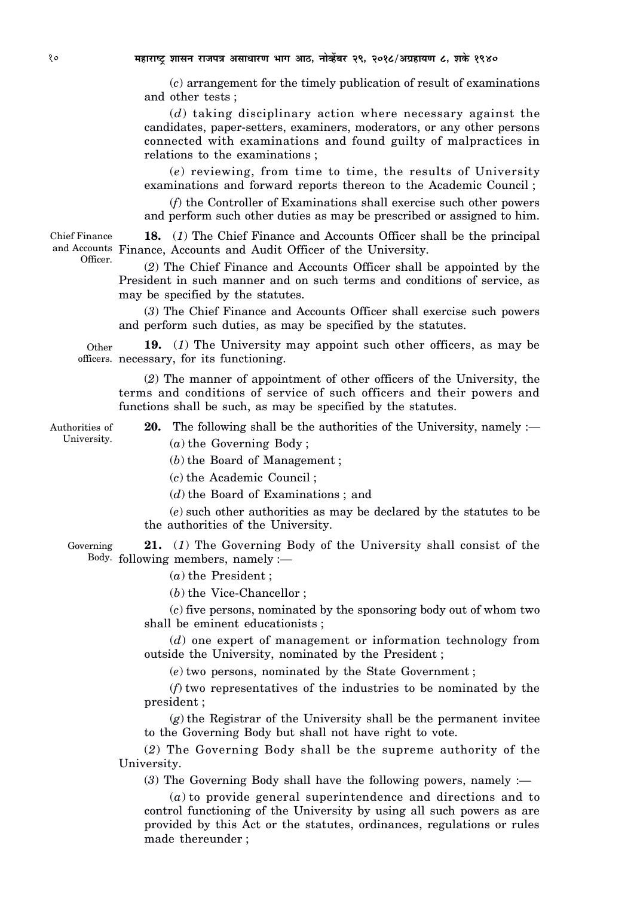(*c*) arrangement for the timely publication of result of examinations and other tests ;

(*d*) taking disciplinary action where necessary against the candidates, paper-setters, examiners, moderators, or any other persons connected with examinations and found guilty of malpractices in relations to the examinations ;

(*e*) reviewing, from time to time, the results of University examinations and forward reports thereon to the Academic Council ;

(*f*) the Controller of Examinations shall exercise such other powers and perform such other duties as may be prescribed or assigned to him.

Chief Finance and Accounts Officer.

**18.** (*1*) The Chief Finance and Accounts Officer shall be the principal Finance, Accounts and Audit Officer of the University.

(*2*) The Chief Finance and Accounts Officer shall be appointed by the President in such manner and on such terms and conditions of service, as may be specified by the statutes.

(*3*) The Chief Finance and Accounts Officer shall exercise such powers and perform such duties, as may be specified by the statutes.

Other officers.

**19.** (*1*) The University may appoint such other officers, as may be necessary, for its functioning.

(*2*) The manner of appointment of other officers of the University, the terms and conditions of service of such officers and their powers and functions shall be such, as may be specified by the statutes.

Authorities of University.

**20.** The following shall be the authorities of the University, namely :—

(*a*) the Governing Body ;

(*b*) the Board of Management ;

(*c*) the Academic Council ;

(*d*) the Board of Examinations ; and

(*e*) such other authorities as may be declared by the statutes to be the authorities of the University.

Governing Body.

**21.** (*1*) The Governing Body of the University shall consist of the following members, namely :—

(*a*) the President ;

(*b*) the Vice-Chancellor ;

(*c*) five persons, nominated by the sponsoring body out of whom two shall be eminent educationists ;

(*d*) one expert of management or information technology from outside the University, nominated by the President ;

(*e*) two persons, nominated by the State Government ;

(*f*) two representatives of the industries to be nominated by the president ;

(*g*) the Registrar of the University shall be the permanent invitee to the Governing Body but shall not have right to vote.

(*2*) The Governing Body shall be the supreme authority of the University.

(*3*) The Governing Body shall have the following powers, namely :—

(*a*) to provide general superintendence and directions and to control functioning of the University by using all such powers as are provided by this Act or the statutes, ordinances, regulations or rules made thereunder ;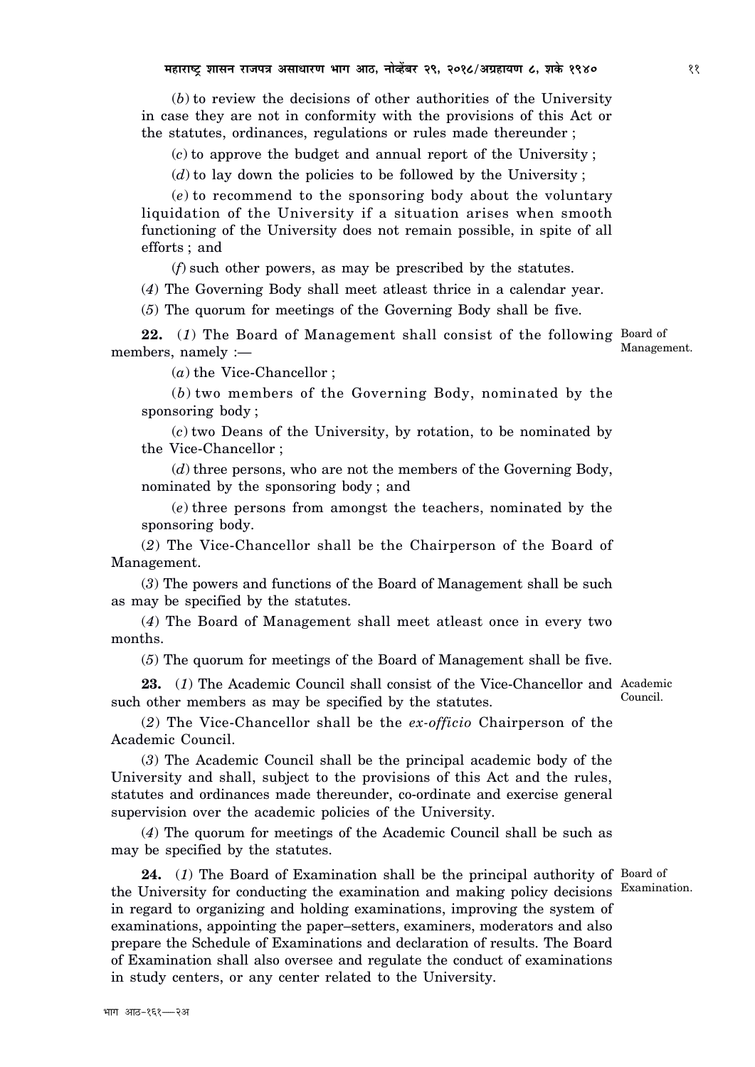(*b*) to review the decisions of other authorities of the University in case they are not in conformity with the provisions of this Act or the statutes, ordinances, regulations or rules made thereunder ;

(*c*) to approve the budget and annual report of the University ;

(*d*) to lay down the policies to be followed by the University ;

(*e*) to recommend to the sponsoring body about the voluntary liquidation of the University if a situation arises when smooth functioning of the University does not remain possible, in spite of all efforts ; and

(*f*) such other powers, as may be prescribed by the statutes.

(*4*) The Governing Body shall meet atleast thrice in a calendar year.

(*5*) The quorum for meetings of the Governing Body shall be five.

Board of Management.

**22.** (*1*) The Board of Management shall consist of the following members, namely :—

(*a*) the Vice-Chancellor ;

(*b*) two members of the Governing Body, nominated by the sponsoring body ;

(*c*) two Deans of the University, by rotation, to be nominated by the Vice-Chancellor ;

(*d*) three persons, who are not the members of the Governing Body, nominated by the sponsoring body ; and

(*e*) three persons from amongst the teachers, nominated by the sponsoring body.

(*2*) The Vice-Chancellor shall be the Chairperson of the Board of Management.

(*3*) The powers and functions of the Board of Management shall be such as may be specified by the statutes.

(*4*) The Board of Management shall meet atleast once in every two months.

(*5*) The quorum for meetings of the Board of Management shall be five.

Academic Council.

**23.** (*1*) The Academic Council shall consist of the Vice-Chancellor and such other members as may be specified by the statutes.

(*2*) The Vice-Chancellor shall be the *ex-officio* Chairperson of the Academic Council.

(*3*) The Academic Council shall be the principal academic body of the University and shall, subject to the provisions of this Act and the rules, statutes and ordinances made thereunder, co-ordinate and exercise general supervision over the academic policies of the University.

(*4*) The quorum for meetings of the Academic Council shall be such as may be specified by the statutes.

Board of Examination.

**24.** (*1*) The Board of Examination shall be the principal authority of the University for conducting the examination and making policy decisions in regard to organizing and holding examinations, improving the system of examinations, appointing the paper–setters, examiners, moderators and also prepare the Schedule of Examinations and declaration of results. The Board of Examination shall also oversee and regulate the conduct of examinations in study centers, or any center related to the University.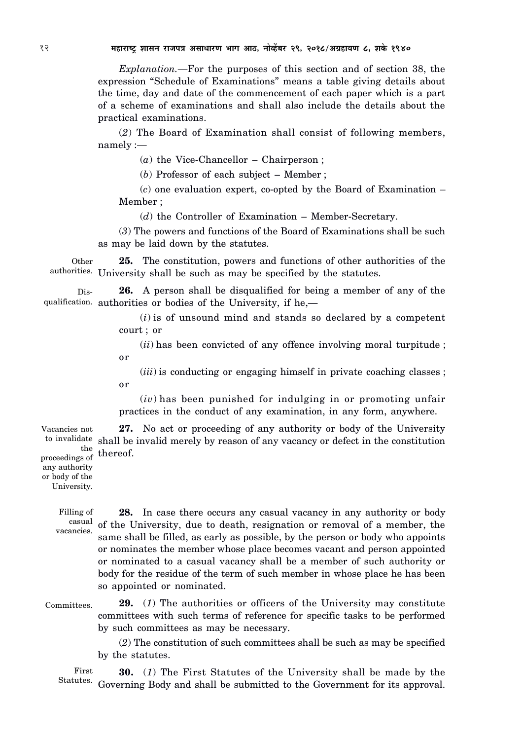*Explanation.*—For the purposes of this section and of section 38, the expression "Schedule of Examinations" means a table giving details about the time, day and date of the commencement of each paper which is a part of a scheme of examinations and shall also include the details about the practical examinations.

(*2*) The Board of Examination shall consist of following members, namely :—

(*a*) the Vice-Chancellor – Chairperson ;

(*b*) Professor of each subject – Member ;

(*c*) one evaluation expert, co-opted by the Board of Examination – Member ;

(*d*) the Controller of Examination – Member-Secretary.

(*3*) The powers and functions of the Board of Examinations shall be such as may be laid down by the statutes.

Other authorities. **25.** The constitution, powers and functions of other authorities of the University shall be such as may be specified by the statutes.

Disqualification. **26.** A person shall be disqualified for being a member of any of the authorities or bodies of the University, if he,—

(*i*) is of unsound mind and stands so declared by a competent court ; or

(*ii*) has been convicted of any offence involving moral turpitude ; or

(*iii*) is conducting or engaging himself in private coaching classes ; or

(*iv*) has been punished for indulging in or promoting unfair practices in the conduct of any examination, in any form, anywhere.

Vacancies not to invalidate the proceedings of any authority or body of the University. **27.** No act or proceeding of any authority or body of the University shall be invalid merely by reason of any vacancy or defect in the constitution thereof.

Filling of casual vacancies. **28.** In case there occurs any casual vacancy in any authority or body of the University, due to death, resignation or removal of a member, the same shall be filled, as early as possible, by the person or body who appoints or nominates the member whose place becomes vacant and person appointed or nominated to a casual vacancy shall be a member of such authority or body for the residue of the term of such member in whose place he has been so appointed or nominated.

Committees. **29.** (*1*) The authorities or officers of the University may constitute committees with such terms of reference for specific tasks to be performed by such committees as may be necessary.

(*2*) The constitution of such committees shall be such as may be specified by the statutes.

First Statutes. **30.** (*1*) The First Statutes of the University shall be made by the Governing Body and shall be submitted to the Government for its approval.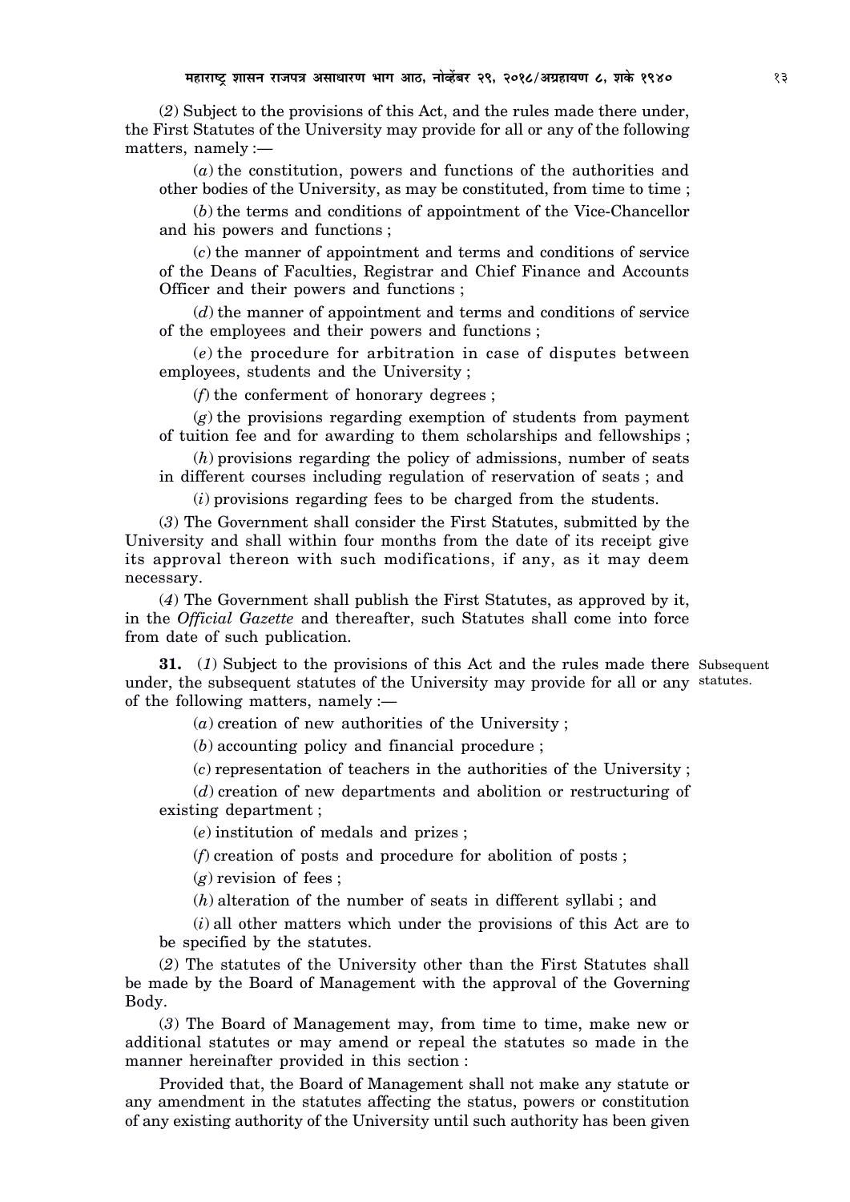(*2*) Subject to the provisions of this Act, and the rules made there under, the First Statutes of the University may provide for all or any of the following matters, namely :—

(*a*) the constitution, powers and functions of the authorities and other bodies of the University, as may be constituted, from time to time ;

(*b*) the terms and conditions of appointment of the Vice-Chancellor and his powers and functions ;

(*c*) the manner of appointment and terms and conditions of service of the Deans of Faculties, Registrar and Chief Finance and Accounts Officer and their powers and functions ;

(*d*) the manner of appointment and terms and conditions of service of the employees and their powers and functions ;

(*e*) the procedure for arbitration in case of disputes between employees, students and the University ;

(*f*) the conferment of honorary degrees ;

(*g*) the provisions regarding exemption of students from payment of tuition fee and for awarding to them scholarships and fellowships ;

(*h*) provisions regarding the policy of admissions, number of seats in different courses including regulation of reservation of seats ; and

(*i*) provisions regarding fees to be charged from the students.

(*3*) The Government shall consider the First Statutes, submitted by the University and shall within four months from the date of its receipt give its approval thereon with such modifications, if any, as it may deem necessary.

(*4*) The Government shall publish the First Statutes, as approved by it, in the *Official Gazette* and thereafter, such Statutes shall come into force from date of such publication.

Subsequent statutes.

**31.** (*1*) Subject to the provisions of this Act and the rules made there under, the subsequent statutes of the University may provide for all or any of the following matters, namely :—

(*a*) creation of new authorities of the University ;

(*b*) accounting policy and financial procedure ;

(*c*) representation of teachers in the authorities of the University ;

(*d*) creation of new departments and abolition or restructuring of existing department ;

(*e*) institution of medals and prizes ;

(*f*) creation of posts and procedure for abolition of posts ;

(*g*) revision of fees ;

(*h*) alteration of the number of seats in different syllabi ; and

(*i*) all other matters which under the provisions of this Act are to be specified by the statutes.

(*2*) The statutes of the University other than the First Statutes shall be made by the Board of Management with the approval of the Governing Body.

(*3*) The Board of Management may, from time to time, make new or additional statutes or may amend or repeal the statutes so made in the manner hereinafter provided in this section :

Provided that, the Board of Management shall not make any statute or any amendment in the statutes affecting the status, powers or constitution of any existing authority of the University until such authority has been given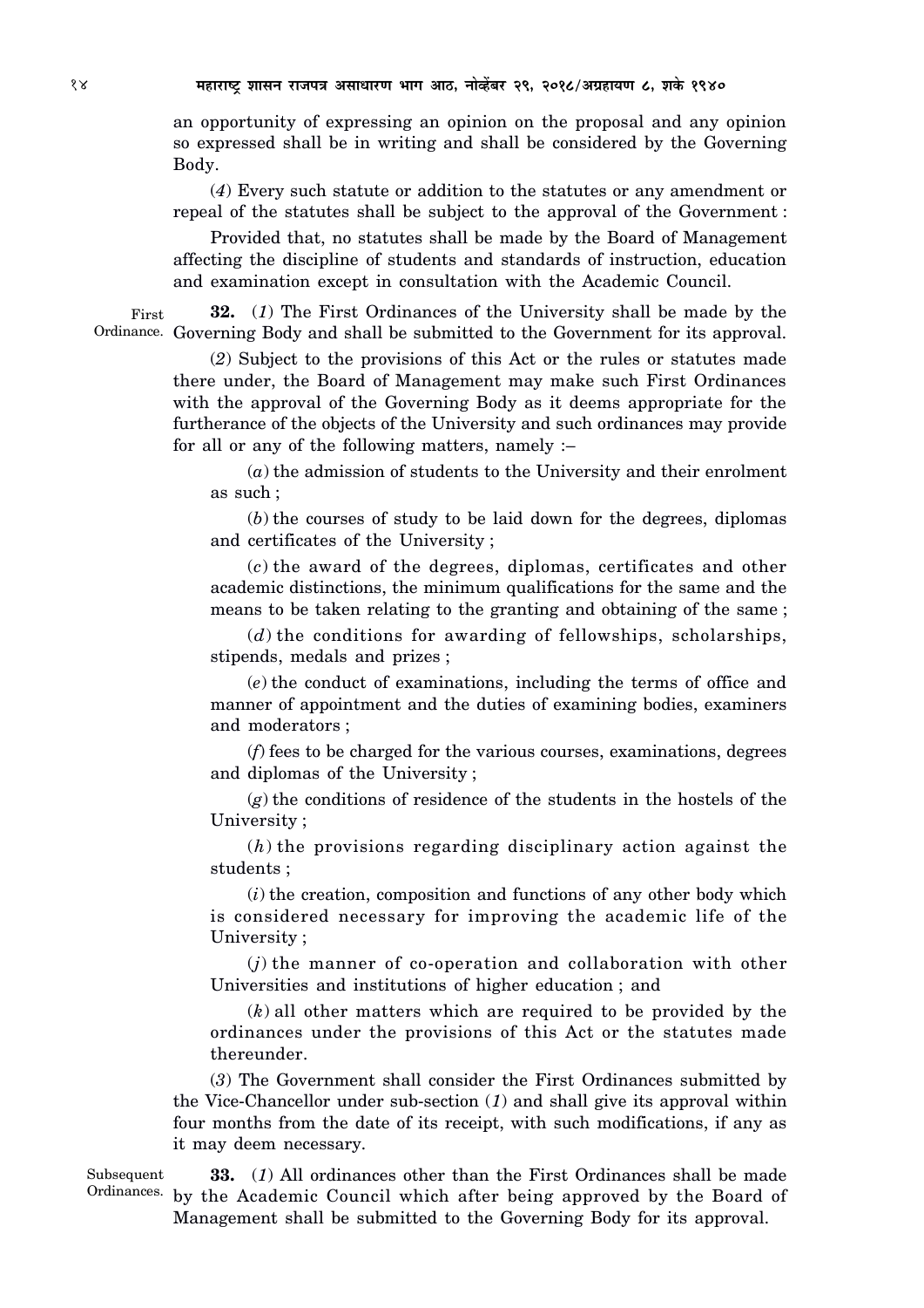an opportunity of expressing an opinion on the proposal and any opinion so expressed shall be in writing and shall be considered by the Governing Body.

(*4*) Every such statute or addition to the statutes or any amendment or repeal of the statutes shall be subject to the approval of the Government :

Provided that, no statutes shall be made by the Board of Management affecting the discipline of students and standards of instruction, education and examination except in consultation with the Academic Council.

First Ordinance.

**32.** (*1*) The First Ordinances of the University shall be made by the Governing Body and shall be submitted to the Government for its approval.

(*2*) Subject to the provisions of this Act or the rules or statutes made there under, the Board of Management may make such First Ordinances with the approval of the Governing Body as it deems appropriate for the furtherance of the objects of the University and such ordinances may provide for all or any of the following matters, namely :–

(*a*) the admission of students to the University and their enrolment as such ;

(*b*) the courses of study to be laid down for the degrees, diplomas and certificates of the University ;

(*c*) the award of the degrees, diplomas, certificates and other academic distinctions, the minimum qualifications for the same and the means to be taken relating to the granting and obtaining of the same ;

(*d*) the conditions for awarding of fellowships, scholarships, stipends, medals and prizes ;

(*e*) the conduct of examinations, including the terms of office and manner of appointment and the duties of examining bodies, examiners and moderators ;

(*f*) fees to be charged for the various courses, examinations, degrees and diplomas of the University ;

(*g*) the conditions of residence of the students in the hostels of the University ;

(*h*) the provisions regarding disciplinary action against the students ;

(*i*) the creation, composition and functions of any other body which is considered necessary for improving the academic life of the University ;

(*j*) the manner of co-operation and collaboration with other Universities and institutions of higher education ; and

(*k*) all other matters which are required to be provided by the ordinances under the provisions of this Act or the statutes made thereunder.

(*3*) The Government shall consider the First Ordinances submitted by the Vice-Chancellor under sub-section (*1*) and shall give its approval within four months from the date of its receipt, with such modifications, if any as it may deem necessary.

Subsequent Ordinances.

**33.** (*1*) All ordinances other than the First Ordinances shall be made by the Academic Council which after being approved by the Board of Management shall be submitted to the Governing Body for its approval.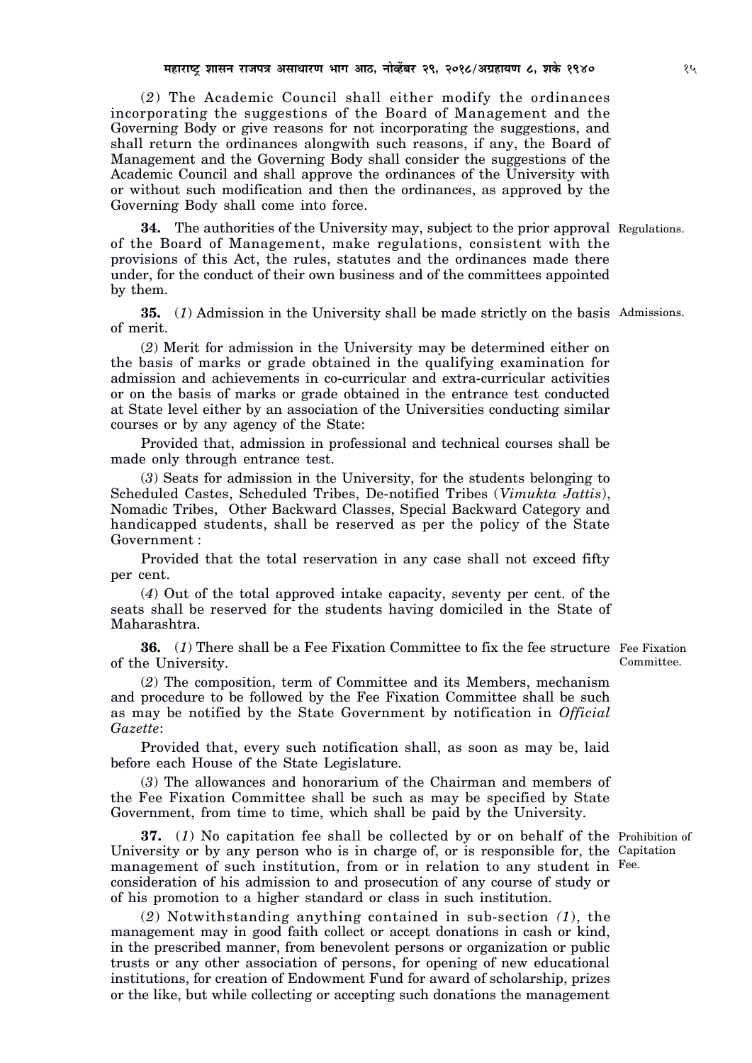(*2*) The Academic Council shall either modify the ordinances incorporating the suggestions of the Board of Management and the Governing Body or give reasons for not incorporating the suggestions, and shall return the ordinances alongwith such reasons, if any, the Board of Management and the Governing Body shall consider the suggestions of the Academic Council and shall approve the ordinances of the University with or without such modification and then the ordinances, as approved by the Governing Body shall come into force.

Regulations.

**34.** The authorities of the University may, subject to the prior approval of the Board of Management, make regulations, consistent with the provisions of this Act, the rules, statutes and the ordinances made there under, for the conduct of their own business and of the committees appointed by them.

Admissions.

**35.** (*1*) Admission in the University shall be made strictly on the basis of merit.

(*2*) Merit for admission in the University may be determined either on the basis of marks or grade obtained in the qualifying examination for admission and achievements in co-curricular and extra-curricular activities or on the basis of marks or grade obtained in the entrance test conducted at State level either by an association of the Universities conducting similar courses or by any agency of the State:

Provided that, admission in professional and technical courses shall be made only through entrance test.

(*3*) Seats for admission in the University, for the students belonging to Scheduled Castes, Scheduled Tribes, De-notified Tribes (*Vimukta Jattis*), Nomadic Tribes, Other Backward Classes, Special Backward Category and handicapped students, shall be reserved as per the policy of the State Government :

Provided that the total reservation in any case shall not exceed fifty per cent.

(*4*) Out of the total approved intake capacity, seventy per cent. of the seats shall be reserved for the students having domiciled in the State of Maharashtra.

Fee Fixation Committee.

**36.** (*1*) There shall be a Fee Fixation Committee to fix the fee structure of the University.

(*2*) The composition, term of Committee and its Members, mechanism and procedure to be followed by the Fee Fixation Committee shall be such as may be notified by the State Government by notification in *Official Gazette*:

Provided that, every such notification shall, as soon as may be, laid before each House of the State Legislature.

(*3*) The allowances and honorarium of the Chairman and members of the Fee Fixation Committee shall be such as may be specified by State Government, from time to time, which shall be paid by the University.

Prohibition of Capitation Fee.

**37.** (*1*) No capitation fee shall be collected by or on behalf of the University or by any person who is in charge of, or is responsible for, the management of such institution, from or in relation to any student in consideration of his admission to and prosecution of any course of study or of his promotion to a higher standard or class in such institution.

(*2*) Notwithstanding anything contained in sub-section *(1*), the management may in good faith collect or accept donations in cash or kind, in the prescribed manner, from benevolent persons or organization or public trusts or any other association of persons, for opening of new educational institutions, for creation of Endowment Fund for award of scholarship, prizes or the like, but while collecting or accepting such donations the management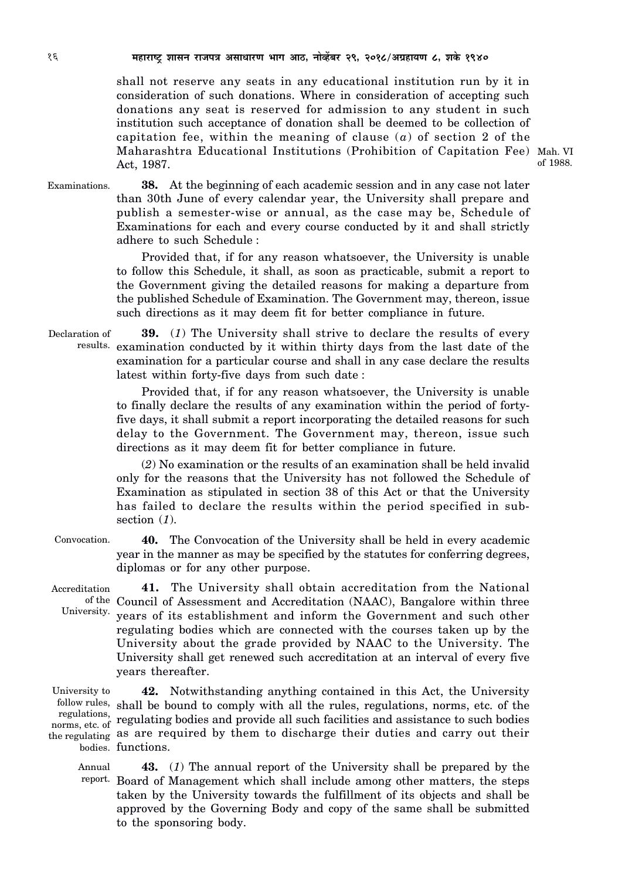shall not reserve any seats in any educational institution run by it in consideration of such donations. Where in consideration of accepting such donations any seat is reserved for admission to any student in such institution such acceptance of donation shall be deemed to be collection of capitation fee, within the meaning of clause (*a*) of section 2 of the Maharashtra Educational Institutions (Prohibition of Capitation Fee) Act, 1987. Mah. VI of 1988.

Examinations.

**38.** At the beginning of each academic session and in any case not later than 30th June of every calendar year, the University shall prepare and publish a semester-wise or annual, as the case may be, Schedule of Examinations for each and every course conducted by it and shall strictly adhere to such Schedule :

Provided that, if for any reason whatsoever, the University is unable to follow this Schedule, it shall, as soon as practicable, submit a report to the Government giving the detailed reasons for making a departure from the published Schedule of Examination. The Government may, thereon, issue such directions as it may deem fit for better compliance in future.

Declaration of results.

**39.** (*1*) The University shall strive to declare the results of every examination conducted by it within thirty days from the last date of the examination for a particular course and shall in any case declare the results latest within forty-five days from such date :

Provided that, if for any reason whatsoever, the University is unable to finally declare the results of any examination within the period of forty-five days, it shall submit a report incorporating the detailed reasons for such delay to the Government. The Government may, thereon, issue such directions as it may deem fit for better compliance in future.

(*2*) No examination or the results of an examination shall be held invalid only for the reasons that the University has not followed the Schedule of Examination as stipulated in section 38 of this Act or that the University has failed to declare the results within the period specified in sub-section (*1*).

Convocation.

**40.** The Convocation of the University shall be held in every academic year in the manner as may be specified by the statutes for conferring degrees, diplomas or for any other purpose.

Accreditation of the University.

**41.** The University shall obtain accreditation from the National Council of Assessment and Accreditation (NAAC), Bangalore within three years of its establishment and inform the Government and such other regulating bodies which are connected with the courses taken up by the University about the grade provided by NAAC to the University. The University shall get renewed such accreditation at an interval of every five years thereafter.

University to follow rules, regulations, norms, etc. of the regulating bodies.

**42.** Notwithstanding anything contained in this Act, the University shall be bound to comply with all the rules, regulations, norms, etc. of the regulating bodies and provide all such facilities and assistance to such bodies as are required by them to discharge their duties and carry out their functions.

Annual report.

**43.** (*1*) The annual report of the University shall be prepared by the Board of Management which shall include among other matters, the steps taken by the University towards the fulfillment of its objects and shall be approved by the Governing Body and copy of the same shall be submitted to the sponsoring body.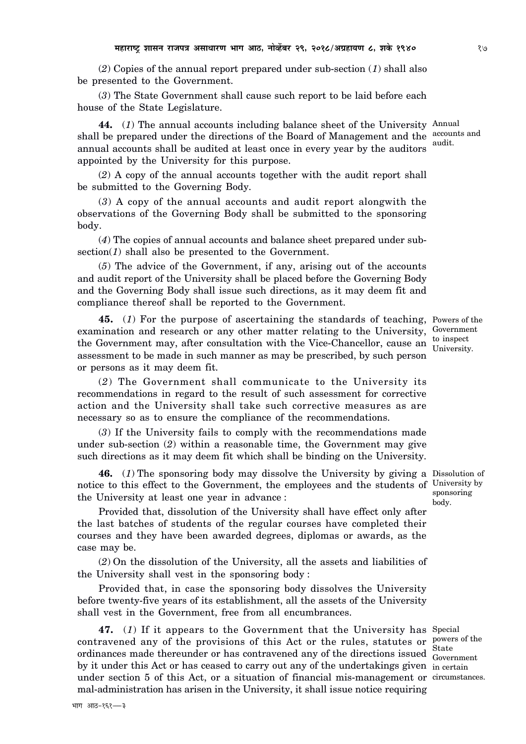(*2*) Copies of the annual report prepared under sub-section (*1*) shall also be presented to the Government.

(*3*) The State Government shall cause such report to be laid before each house of the State Legislature.

**44.** (*1*) The annual accounts including balance sheet of the University shall be prepared under the directions of the Board of Management and the annual accounts shall be audited at least once in every year by the auditors appointed by the University for this purpose. *Annual accounts and audit.*

(*2*) A copy of the annual accounts together with the audit report shall be submitted to the Governing Body.

(*3*) A copy of the annual accounts and audit report alongwith the observations of the Governing Body shall be submitted to the sponsoring body.

(*4*) The copies of annual accounts and balance sheet prepared under sub-section(*1*) shall also be presented to the Government.

(*5*) The advice of the Government, if any, arising out of the accounts and audit report of the University shall be placed before the Governing Body and the Governing Body shall issue such directions, as it may deem fit and compliance thereof shall be reported to the Government.

**45.** (*1*) For the purpose of ascertaining the standards of teaching, examination and research or any other matter relating to the University, the Government may, after consultation with the Vice-Chancellor, cause an assessment to be made in such manner as may be prescribed, by such person or persons as it may deem fit. *Powers of the Government to inspect University.*

(*2*) The Government shall communicate to the University its recommendations in regard to the result of such assessment for corrective action and the University shall take such corrective measures as are necessary so as to ensure the compliance of the recommendations.

(*3*) If the University fails to comply with the recommendations made under sub-section (*2*) within a reasonable time, the Government may give such directions as it may deem fit which shall be binding on the University.

**46.** (*1*) The sponsoring body may dissolve the University by giving a notice to this effect to the Government, the employees and the students of the University at least one year in advance : *Dissolution of University by sponsoring body.*

Provided that, dissolution of the University shall have effect only after the last batches of students of the regular courses have completed their courses and they have been awarded degrees, diplomas or awards, as the case may be.

(*2*) On the dissolution of the University, all the assets and liabilities of the University shall vest in the sponsoring body :

Provided that, in case the sponsoring body dissolves the University before twenty-five years of its establishment, all the assets of the University shall vest in the Government, free from all encumbrances.

**47.** (*1*) If it appears to the Government that the University has contravened any of the provisions of this Act or the rules, statutes or ordinances made thereunder or has contravened any of the directions issued by it under this Act or has ceased to carry out any of the undertakings given under section 5 of this Act, or a situation of financial mis-management or mal-administration has arisen in the University, it shall issue notice requiring *Special powers of the State Government in certain circumstances.*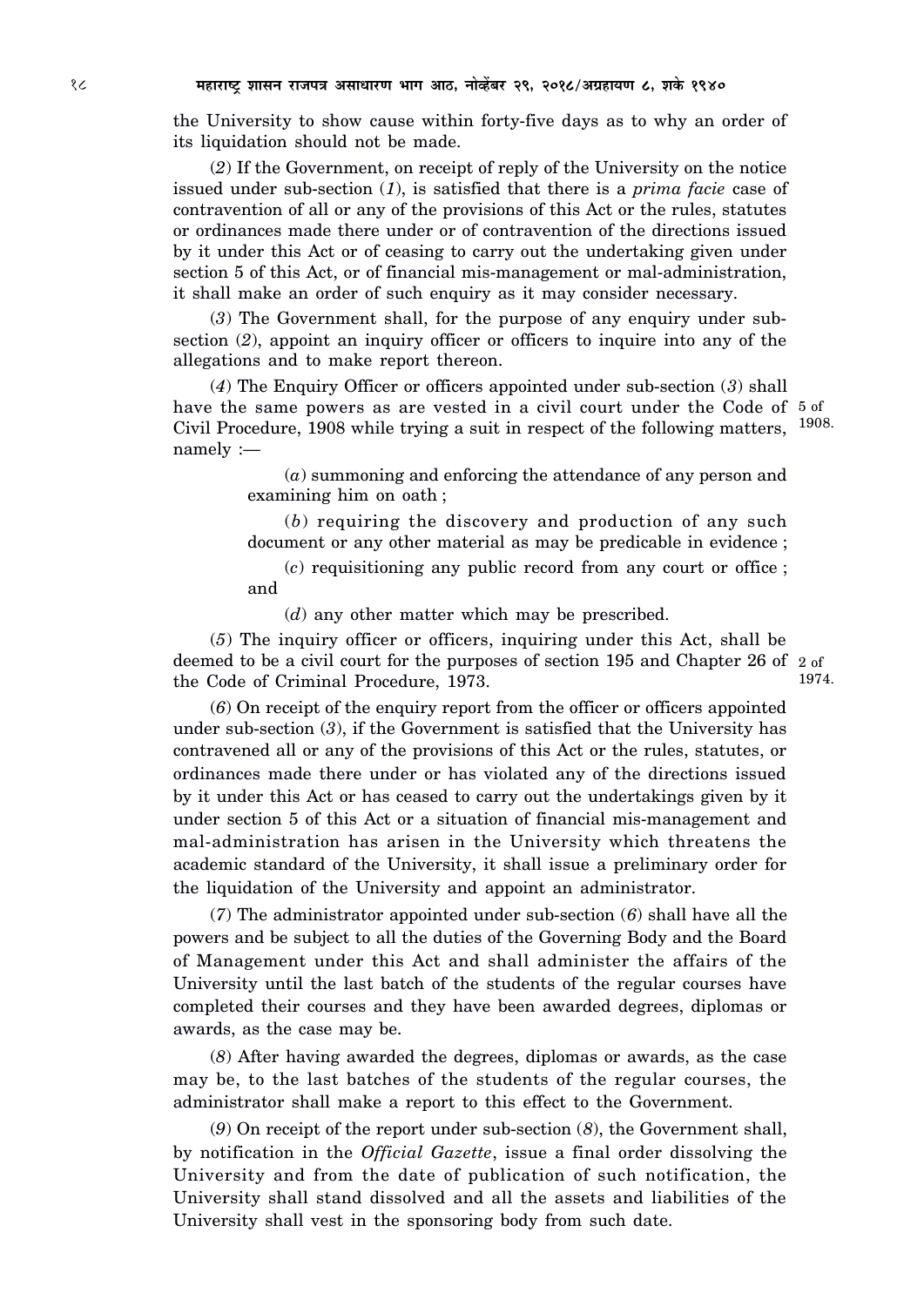the University to show cause within forty-five days as to why an order of its liquidation should not be made.

(*2*) If the Government, on receipt of reply of the University on the notice issued under sub-section (*1*), is satisfied that there is a *prima facie* case of contravention of all or any of the provisions of this Act or the rules, statutes or ordinances made there under or of contravention of the directions issued by it under this Act or of ceasing to carry out the undertaking given under section 5 of this Act, or of financial mis-management or mal-administration, it shall make an order of such enquiry as it may consider necessary.

(*3*) The Government shall, for the purpose of any enquiry under sub-section (*2*), appoint an inquiry officer or officers to inquire into any of the allegations and to make report thereon.

(*4*) The Enquiry Officer or officers appointed under sub-section (*3*) shall have the same powers as are vested in a civil court under the Code of Civil Procedure, 1908 while trying a suit in respect of the following matters, namely :— 5 of 1908.

(*a*) summoning and enforcing the attendance of any person and examining him on oath ;

(*b*) requiring the discovery and production of any such document or any other material as may be predicable in evidence ;

(*c*) requisitioning any public record from any court or office ; and

(*d*) any other matter which may be prescribed.

(*5*) The inquiry officer or officers, inquiring under this Act, shall be deemed to be a civil court for the purposes of section 195 and Chapter 26 of the Code of Criminal Procedure, 1973. 2 of 1974.

(*6*) On receipt of the enquiry report from the officer or officers appointed under sub-section (*3*), if the Government is satisfied that the University has contravened all or any of the provisions of this Act or the rules, statutes, or ordinances made there under or has violated any of the directions issued by it under this Act or has ceased to carry out the undertakings given by it under section 5 of this Act or a situation of financial mis-management and mal-administration has arisen in the University which threatens the academic standard of the University, it shall issue a preliminary order for the liquidation of the University and appoint an administrator.

(*7*) The administrator appointed under sub-section (*6*) shall have all the powers and be subject to all the duties of the Governing Body and the Board of Management under this Act and shall administer the affairs of the University until the last batch of the students of the regular courses have completed their courses and they have been awarded degrees, diplomas or awards, as the case may be.

(*8*) After having awarded the degrees, diplomas or awards, as the case may be, to the last batches of the students of the regular courses, the administrator shall make a report to this effect to the Government.

(*9*) On receipt of the report under sub-section (*8*), the Government shall, by notification in the *Official Gazette*, issue a final order dissolving the University and from the date of publication of such notification, the University shall stand dissolved and all the assets and liabilities of the University shall vest in the sponsoring body from such date.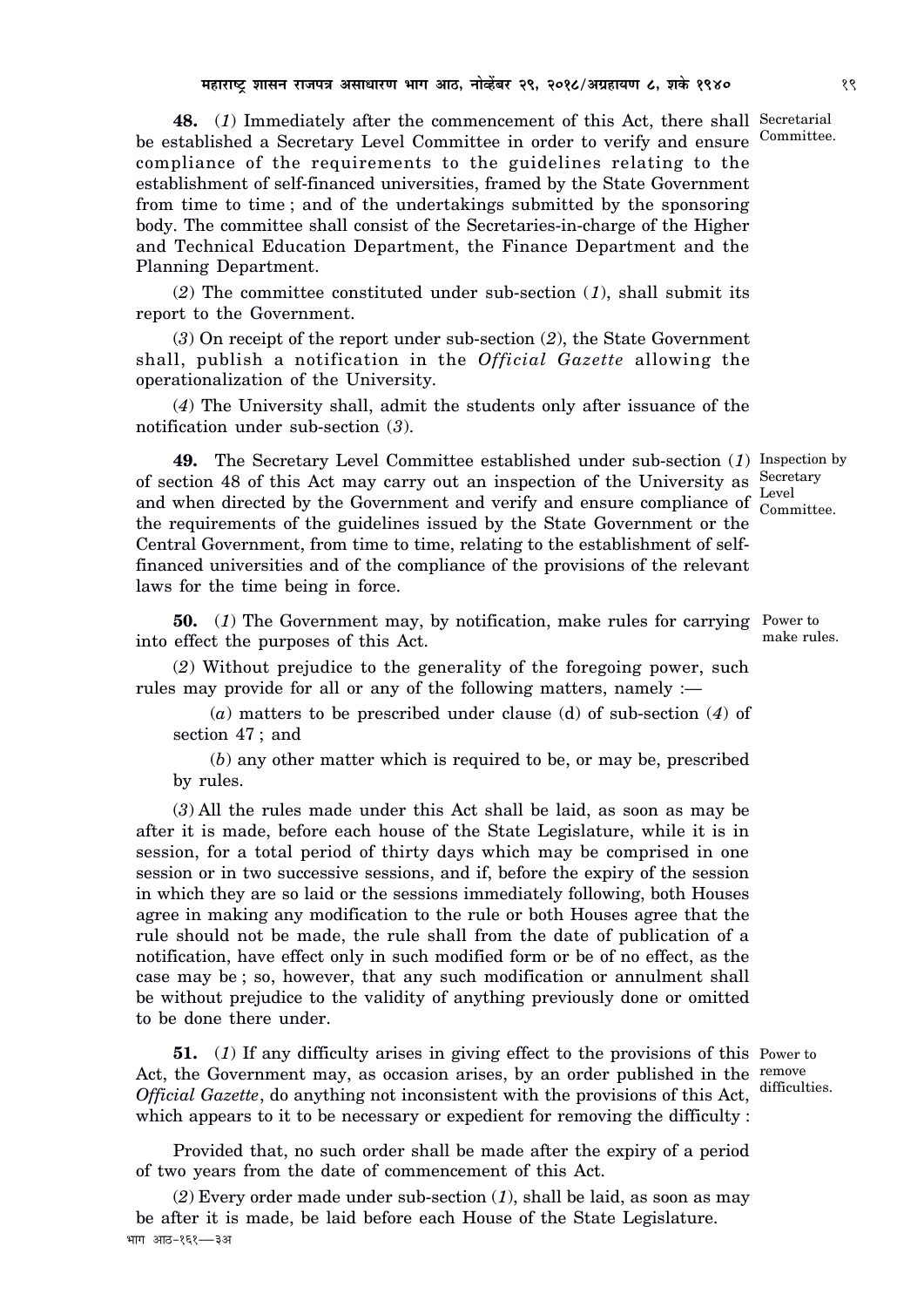**48.** (*1*) Immediately after the commencement of this Act, there shall be established a Secretary Level Committee in order to verify and ensure compliance of the requirements to the guidelines relating to the establishment of self-financed universities, framed by the State Government from time to time ; and of the undertakings submitted by the sponsoring body. The committee shall consist of the Secretaries-in-charge of the Higher and Technical Education Department, the Finance Department and the Planning Department.

Secretarial Committee.

(*2*) The committee constituted under sub-section (*1*), shall submit its report to the Government.

(*3*) On receipt of the report under sub-section (*2*), the State Government shall, publish a notification in the *Official Gazette* allowing the operationalization of the University.

(*4*) The University shall, admit the students only after issuance of the notification under sub-section (*3*).

**49.** The Secretary Level Committee established under sub-section (*1*) of section 48 of this Act may carry out an inspection of the University as and when directed by the Government and verify and ensure compliance of the requirements of the guidelines issued by the State Government or the Central Government, from time to time, relating to the establishment of self-financed universities and of the compliance of the provisions of the relevant laws for the time being in force.

Inspection by Secretary Level Committee.

**50.** (*1*) The Government may, by notification, make rules for carrying into effect the purposes of this Act.

Power to make rules.

(*2*) Without prejudice to the generality of the foregoing power, such rules may provide for all or any of the following matters, namely :—

(*a*) matters to be prescribed under clause (d) of sub-section (*4*) of section 47 ; and

(*b*) any other matter which is required to be, or may be, prescribed by rules.

(*3*) All the rules made under this Act shall be laid, as soon as may be after it is made, before each house of the State Legislature, while it is in session, for a total period of thirty days which may be comprised in one session or in two successive sessions, and if, before the expiry of the session in which they are so laid or the sessions immediately following, both Houses agree in making any modification to the rule or both Houses agree that the rule should not be made, the rule shall from the date of publication of a notification, have effect only in such modified form or be of no effect, as the case may be ; so, however, that any such modification or annulment shall be without prejudice to the validity of anything previously done or omitted to be done there under.

**51.** (*1*) If any difficulty arises in giving effect to the provisions of this Act, the Government may, as occasion arises, by an order published in the *Official Gazette*, do anything not inconsistent with the provisions of this Act, which appears to it to be necessary or expedient for removing the difficulty :

Power to remove difficulties.

Provided that, no such order shall be made after the expiry of a period of two years from the date of commencement of this Act.

(*2*) Every order made under sub-section (*1*), shall be laid, as soon as may be after it is made, be laid before each House of the State Legislature.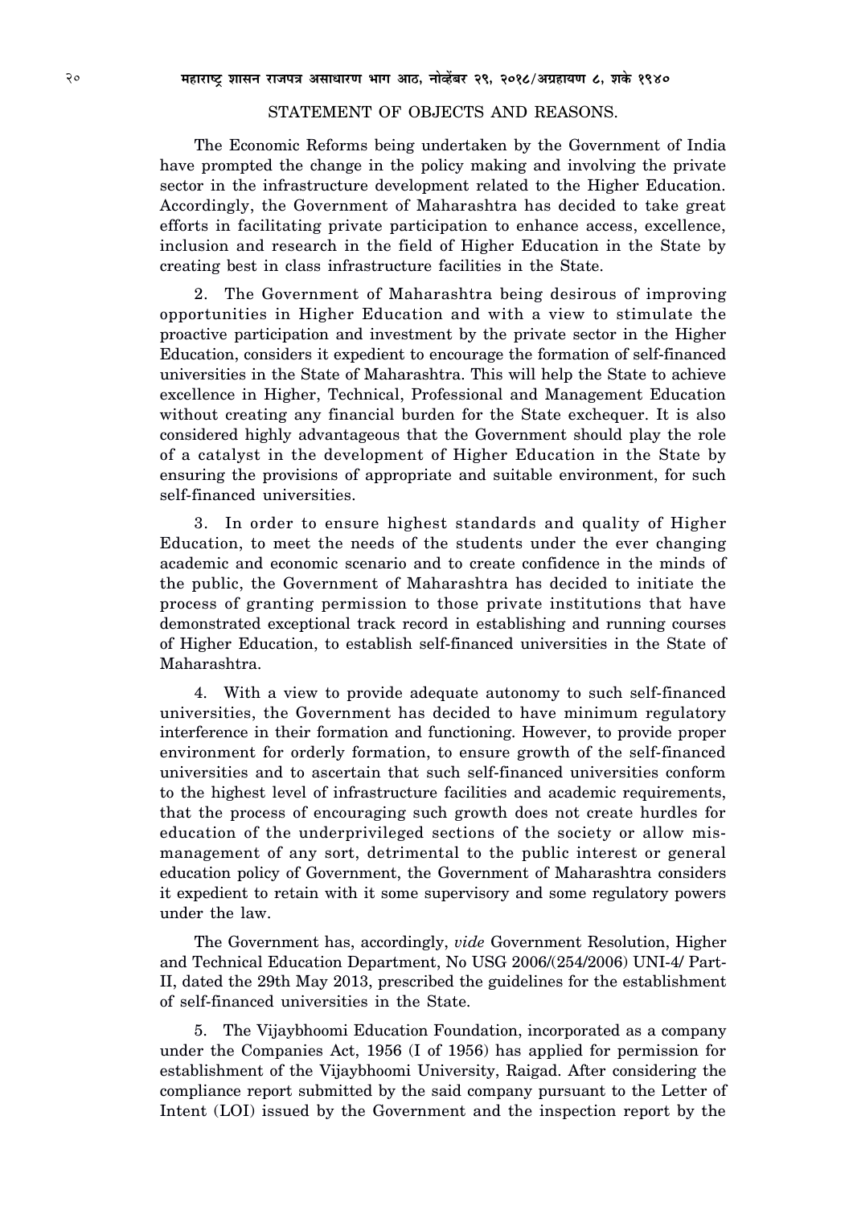## STATEMENT OF OBJECTS AND REASONS.

The Economic Reforms being undertaken by the Government of India have prompted the change in the policy making and involving the private sector in the infrastructure development related to the Higher Education. Accordingly, the Government of Maharashtra has decided to take great efforts in facilitating private participation to enhance access, excellence, inclusion and research in the field of Higher Education in the State by creating best in class infrastructure facilities in the State.

2. The Government of Maharashtra being desirous of improving opportunities in Higher Education and with a view to stimulate the proactive participation and investment by the private sector in the Higher Education, considers it expedient to encourage the formation of self-financed universities in the State of Maharashtra. This will help the State to achieve excellence in Higher, Technical, Professional and Management Education without creating any financial burden for the State exchequer. It is also considered highly advantageous that the Government should play the role of a catalyst in the development of Higher Education in the State by ensuring the provisions of appropriate and suitable environment, for such self-financed universities.

3. In order to ensure highest standards and quality of Higher Education, to meet the needs of the students under the ever changing academic and economic scenario and to create confidence in the minds of the public, the Government of Maharashtra has decided to initiate the process of granting permission to those private institutions that have demonstrated exceptional track record in establishing and running courses of Higher Education, to establish self-financed universities in the State of Maharashtra.

4. With a view to provide adequate autonomy to such self-financed universities, the Government has decided to have minimum regulatory interference in their formation and functioning. However, to provide proper environment for orderly formation, to ensure growth of the self-financed universities and to ascertain that such self-financed universities conform to the highest level of infrastructure facilities and academic requirements, that the process of encouraging such growth does not create hurdles for education of the underprivileged sections of the society or allow mis-management of any sort, detrimental to the public interest or general education policy of Government, the Government of Maharashtra considers it expedient to retain with it some supervisory and some regulatory powers under the law.

The Government has, accordingly, *vide* Government Resolution, Higher and Technical Education Department, No USG 2006/(254/2006) UNI-4/ Part-II, dated the 29th May 2013, prescribed the guidelines for the establishment of self-financed universities in the State.

5. The Vijaybhoomi Education Foundation, incorporated as a company under the Companies Act, 1956 (I of 1956) has applied for permission for establishment of the Vijaybhoomi University, Raigad. After considering the compliance report submitted by the said company pursuant to the Letter of Intent (LOI) issued by the Government and the inspection report by the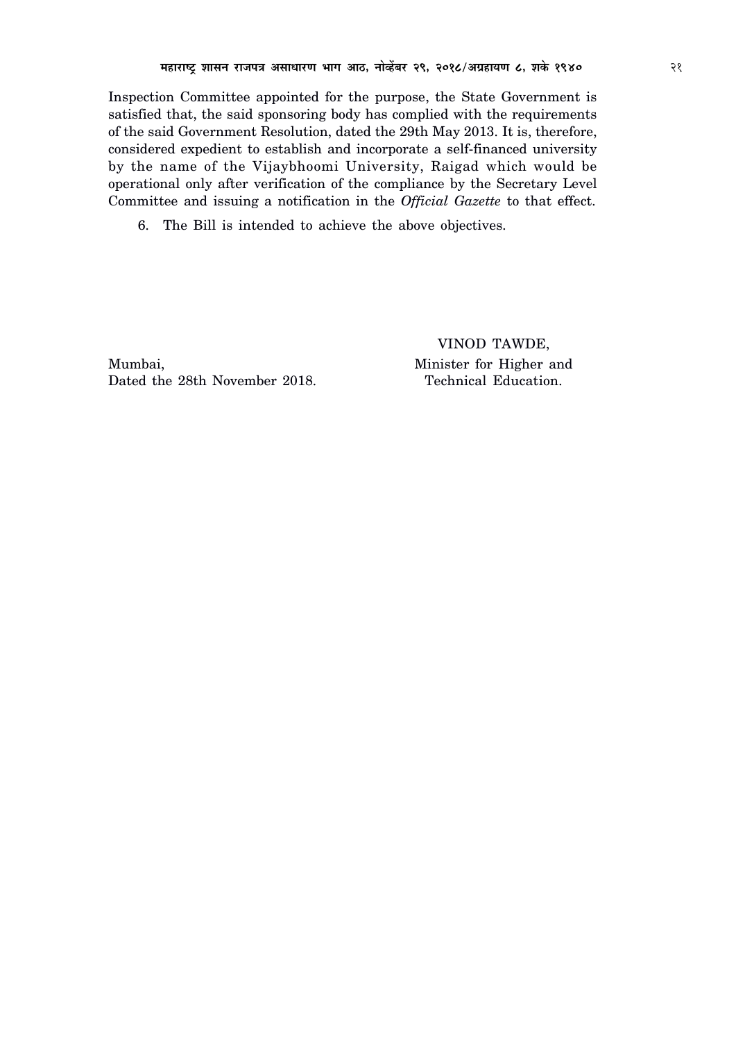Inspection Committee appointed for the purpose, the State Government is satisfied that, the said sponsoring body has complied with the requirements of the said Government Resolution, dated the 29th May 2013. It is, therefore, considered expedient to establish and incorporate a self-financed university by the name of the Vijaybhoomi University, Raigad which would be operational only after verification of the compliance by the Secretary Level Committee and issuing a notification in the *Official Gazette* to that effect.

6. The Bill is intended to achieve the above objectives.

Mumbai,
Dated the 28th November 2018.

VINOD TAWDE,
Minister for Higher and
Technical Education.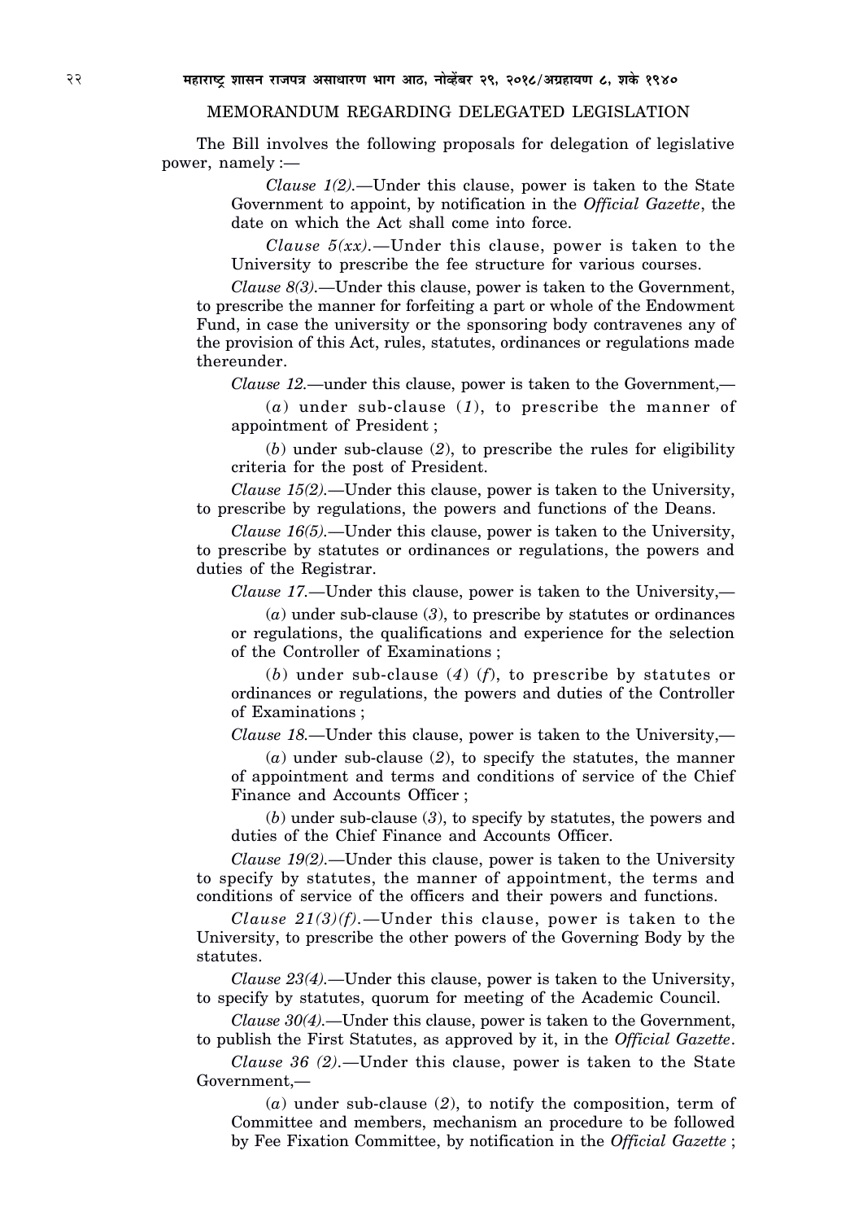## MEMORANDUM REGARDING DELEGATED LEGISLATION

The Bill involves the following proposals for delegation of legislative power, namely :—

*Clause 1(2).*—Under this clause, power is taken to the State Government to appoint, by notification in the *Official Gazette*, the date on which the Act shall come into force.

*Clause 5(xx).*—Under this clause, power is taken to the University to prescribe the fee structure for various courses.

*Clause 8(3).*—Under this clause, power is taken to the Government, to prescribe the manner for forfeiting a part or whole of the Endowment Fund, in case the university or the sponsoring body contravenes any of the provision of this Act, rules, statutes, ordinances or regulations made thereunder.

*Clause 12.*—under this clause, power is taken to the Government,—

(*a*) under sub-clause (*1*), to prescribe the manner of appointment of President ;

(*b*) under sub-clause (*2*), to prescribe the rules for eligibility criteria for the post of President.

*Clause 15(2).*—Under this clause, power is taken to the University, to prescribe by regulations, the powers and functions of the Deans.

*Clause 16(5).*—Under this clause, power is taken to the University, to prescribe by statutes or ordinances or regulations, the powers and duties of the Registrar.

*Clause 17.*—Under this clause, power is taken to the University,—

(*a*) under sub-clause (*3*), to prescribe by statutes or ordinances or regulations, the qualifications and experience for the selection of the Controller of Examinations ;

(*b*) under sub-clause (*4*) (*f*), to prescribe by statutes or ordinances or regulations, the powers and duties of the Controller of Examinations ;

*Clause 18.*—Under this clause, power is taken to the University,—

(*a*) under sub-clause (*2*), to specify the statutes, the manner of appointment and terms and conditions of service of the Chief Finance and Accounts Officer ;

(*b*) under sub-clause (*3*), to specify by statutes, the powers and duties of the Chief Finance and Accounts Officer.

*Clause 19(2).*—Under this clause, power is taken to the University to specify by statutes, the manner of appointment, the terms and conditions of service of the officers and their powers and functions.

*Clause 21(3)(f).*—Under this clause, power is taken to the University, to prescribe the other powers of the Governing Body by the statutes.

*Clause 23(4).*—Under this clause, power is taken to the University, to specify by statutes, quorum for meeting of the Academic Council.

*Clause 30(4).*—Under this clause, power is taken to the Government, to publish the First Statutes, as approved by it, in the *Official Gazette*.

*Clause 36 (2).*—Under this clause, power is taken to the State Government,—

(*a*) under sub-clause (*2*), to notify the composition, term of Committee and members, mechanism an procedure to be followed by Fee Fixation Committee, by notification in the *Official Gazette* ;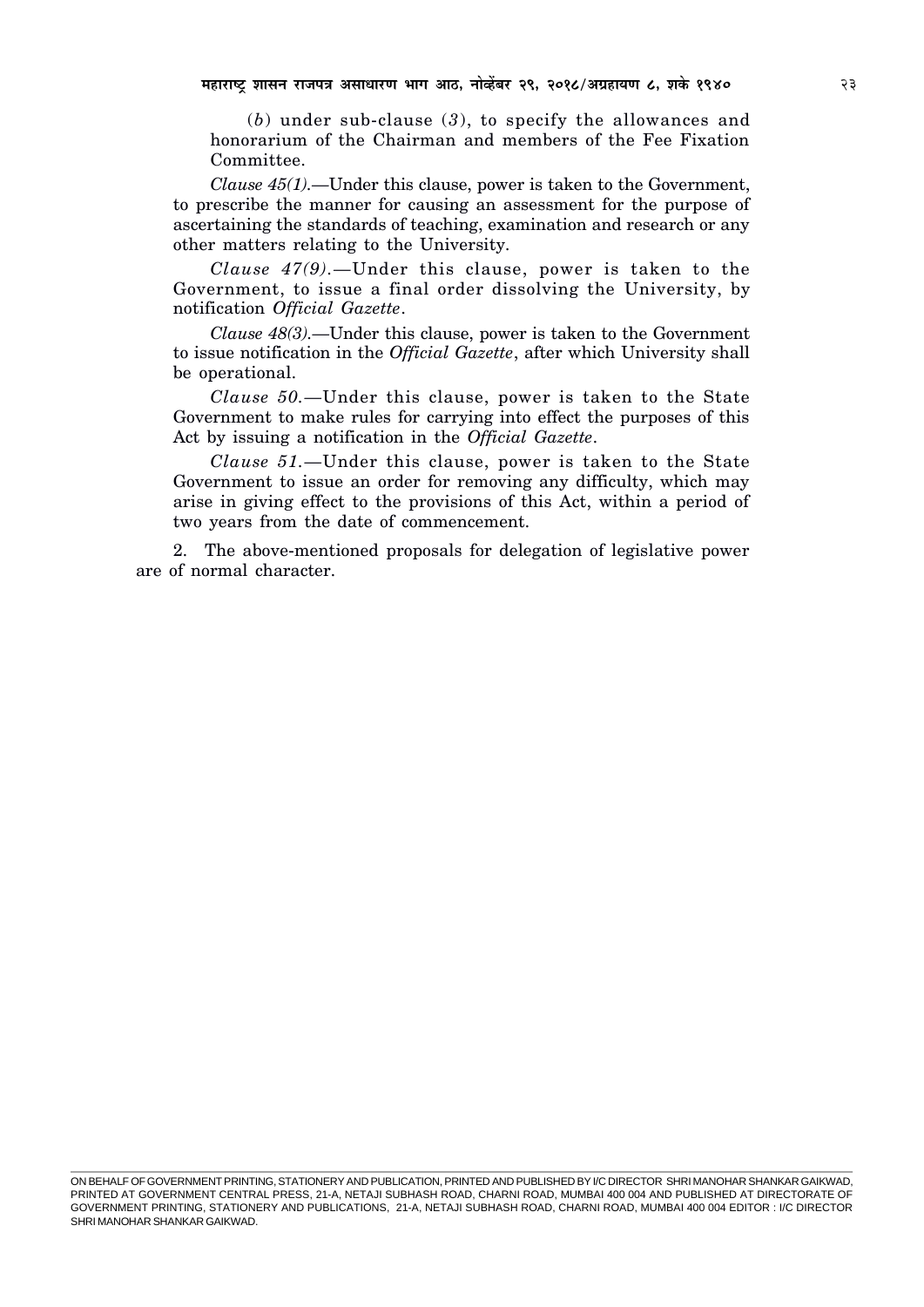(*b*) under sub-clause (*3*), to specify the allowances and honorarium of the Chairman and members of the Fee Fixation Committee.

*Clause 45(1).*—Under this clause, power is taken to the Government, to prescribe the manner for causing an assessment for the purpose of ascertaining the standards of teaching, examination and research or any other matters relating to the University.

*Clause 47(9).*—Under this clause, power is taken to the Government, to issue a final order dissolving the University, by notification *Official Gazette*.

*Clause 48(3).*—Under this clause, power is taken to the Government to issue notification in the *Official Gazette*, after which University shall be operational.

*Clause 50.*—Under this clause, power is taken to the State Government to make rules for carrying into effect the purposes of this Act by issuing a notification in the *Official Gazette*.

*Clause 51.*—Under this clause, power is taken to the State Government to issue an order for removing any difficulty, which may arise in giving effect to the provisions of this Act, within a period of two years from the date of commencement.

2. The above-mentioned proposals for delegation of legislative power are of normal character.

ON BEHALF OF GOVERNMENT PRINTING, STATIONERY AND PUBLICATION, PRINTED AND PUBLISHED BY I/C DIRECTOR SHRI MANOHAR SHANKAR GAIKWAD, PRINTED AT GOVERNMENT CENTRAL PRESS, 21-A, NETAJI SUBHASH ROAD, CHARNI ROAD, MUMBAI 400 004 AND PUBLISHED AT DIRECTORATE OF GOVERNMENT PRINTING, STATIONERY AND PUBLICATIONS, 21-A, NETAJI SUBHASH ROAD, CHARNI ROAD, MUMBAI 400 004 EDITOR : I/C DIRECTOR SHRI MANOHAR SHANKAR GAIKWAD.